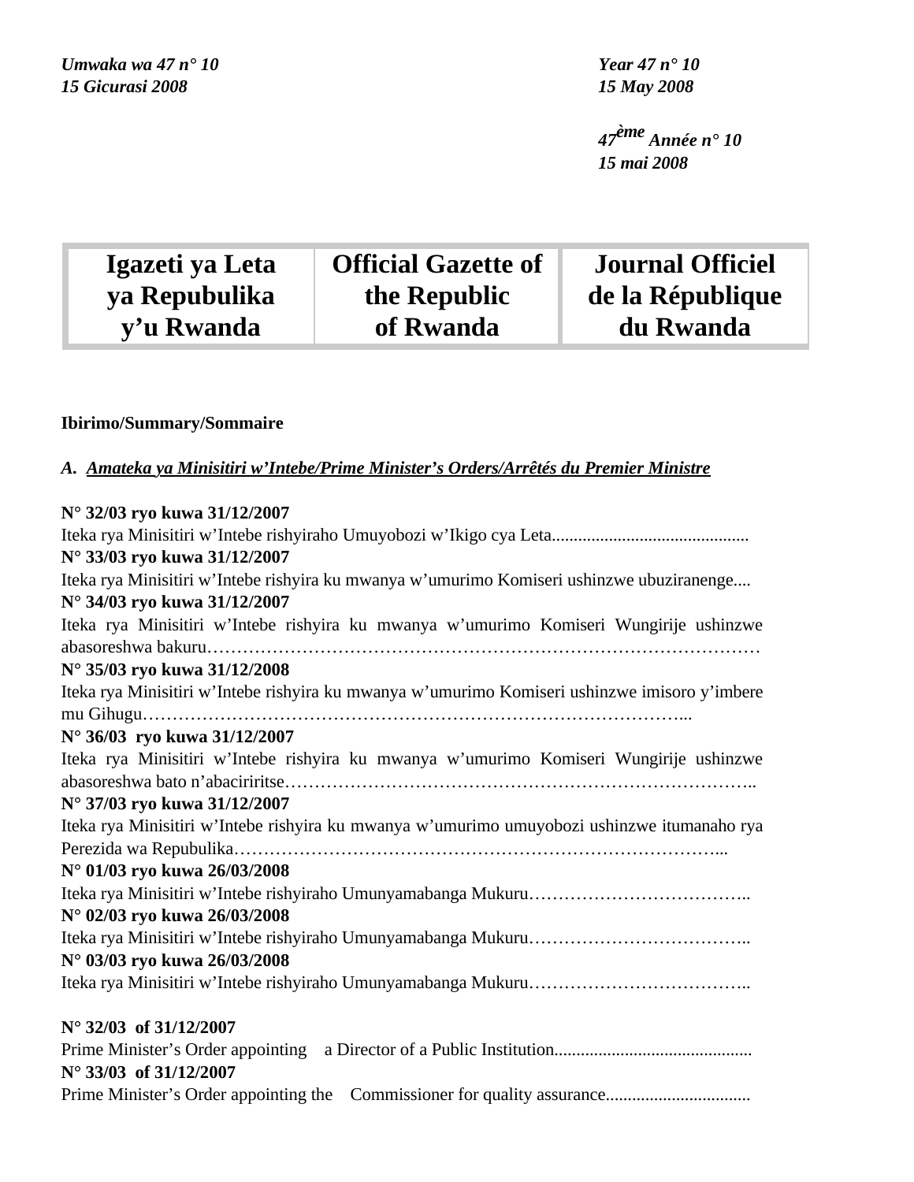*Umwaka wa 47 n° 10*
*15 Gicurasi 2008*

*Year 47 n° 10*
*15 May 2008*

*47ème Année n° 10*
*15 mai 2008*

| Igazeti ya Leta ya Repubulika y'u Rwanda | Official Gazette of the Republic of Rwanda | Journal Officiel de la République du Rwanda |
|---|---|---|

**Ibirimo/Summary/Sommaire**

*A. Amateka ya Minisitiri w'Intebe/Prime Minister's Orders/Arrêtés du Premier Ministre*

**N° 32/03 ryo kuwa 31/12/2007**
Iteka rya Minisitiri w'Intebe rishyiraho Umuyobozi w'Ikigo cya Leta............................................
**N° 33/03 ryo kuwa 31/12/2007**
Iteka rya Minisitiri w'Intebe rishyira ku mwanya w'umurimo Komiseri ushinzwe ubuziranenge....
**N° 34/03 ryo kuwa 31/12/2007**
Iteka rya Minisitiri w'Intebe rishyira ku mwanya w'umurimo Komiseri Wungirije ushinzwe abasoreshwa bakuru………………………………………………………………………………
**N° 35/03 ryo kuwa 31/12/2008**
Iteka rya Minisitiri w'Intebe rishyira ku mwanya w'umurimo Komiseri ushinzwe imisoro y'imbere mu Gihugu………………………………………………………………………………...
**N° 36/03 ryo kuwa 31/12/2007**
Iteka rya Minisitiri w'Intebe rishyira ku mwanya w'umurimo Komiseri Wungirije ushinzwe abasoreshwa bato n'abaciriritse……………………………………………………………………..
**N° 37/03 ryo kuwa 31/12/2007**
Iteka rya Minisitiri w'Intebe rishyira ku mwanya w'umurimo umuyobozi ushinzwe itumanaho rya Perezida wa Repubulika………………………………………………………………………...
**N° 01/03 ryo kuwa 26/03/2008**
Iteka rya Minisitiri w'Intebe rishyiraho Umunyamabanga Mukuru………………………………..
**N° 02/03 ryo kuwa 26/03/2008**
Iteka rya Minisitiri w'Intebe rishyiraho Umunyamabanga Mukuru………………………………..
**N° 03/03 ryo kuwa 26/03/2008**
Iteka rya Minisitiri w'Intebe rishyiraho Umunyamabanga Mukuru………………………………..

**N° 32/03 of 31/12/2007**
Prime Minister's Order appointing a Director of a Public Institution............................................
**N° 33/03 of 31/12/2007**
Prime Minister's Order appointing the Commissioner for quality assurance.................................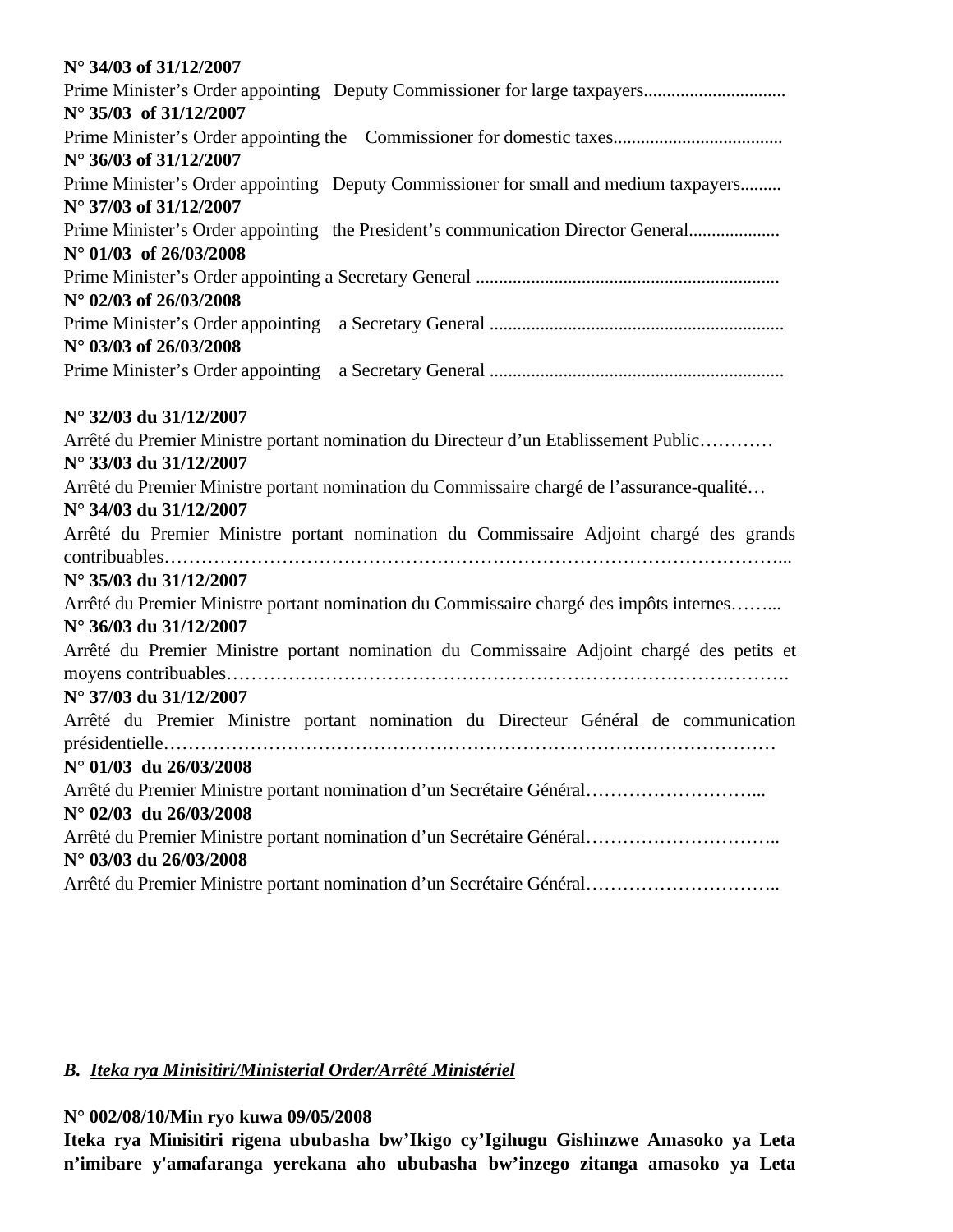**N° 34/03 of 31/12/2007**
Prime Minister's Order appointing Deputy Commissioner for large taxpayers...............................
**N° 35/03 of 31/12/2007**
Prime Minister's Order appointing the Commissioner for domestic taxes.....................................
**N° 36/03 of 31/12/2007**
Prime Minister's Order appointing Deputy Commissioner for small and medium taxpayers.........
**N° 37/03 of 31/12/2007**
Prime Minister's Order appointing the President's communication Director General....................
**N° 01/03 of 26/03/2008**
Prime Minister's Order appointing a Secretary General .................................................................
**N° 02/03 of 26/03/2008**
Prime Minister's Order appointing a Secretary General ...............................................................
**N° 03/03 of 26/03/2008**
Prime Minister's Order appointing a Secretary General ...............................................................

**N° 32/03 du 31/12/2007**
Arrêté du Premier Ministre portant nomination du Directeur d'un Etablissement Public…………
**N° 33/03 du 31/12/2007**
Arrêté du Premier Ministre portant nomination du Commissaire chargé de l'assurance-qualité…
**N° 34/03 du 31/12/2007**
Arrêté du Premier Ministre portant nomination du Commissaire Adjoint chargé des grands contribuables…………………………………………………………………………………………...
**N° 35/03 du 31/12/2007**
Arrêté du Premier Ministre portant nomination du Commissaire chargé des impôts internes……...
**N° 36/03 du 31/12/2007**
Arrêté du Premier Ministre portant nomination du Commissaire Adjoint chargé des petits et moyens contribuables……………………………………………………………………………….
**N° 37/03 du 31/12/2007**
Arrêté du Premier Ministre portant nomination du Directeur Général de communication présidentielle…………………………………………………………………………………………
**N° 01/03 du 26/03/2008**
Arrêté du Premier Ministre portant nomination d'un Secrétaire Général………………………...
**N° 02/03 du 26/03/2008**
Arrêté du Premier Ministre portant nomination d'un Secrétaire Général…………………………..
**N° 03/03 du 26/03/2008**
Arrêté du Premier Ministre portant nomination d'un Secrétaire Général…………………………..

## ***B. Iteka rya Minisitiri/Ministerial Order/Arrêté Ministériel***

**N° 002/08/10/Min ryo kuwa 09/05/2008**
**Iteka rya Minisitiri rigena ububasha bw'Ikigo cy'Igihugu Gishinzwe Amasoko ya Leta n'imibare y'amafaranga yerekana aho ububasha bw'inzego zitanga amasoko ya Leta**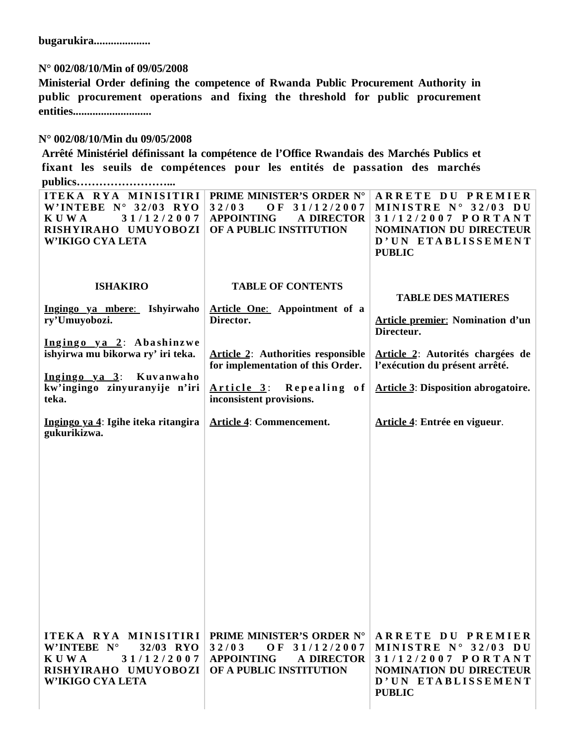**bugarukira....................**

**N° 002/08/10/Min of 09/05/2008**
**Ministerial Order defining the competence of Rwanda Public Procurement Authority in public procurement operations and fixing the threshold for public procurement entities............................**

**N° 002/08/10/Min du 09/05/2008**
**Arrêté Ministériel définissant la compétence de l'Office Rwandais des Marchés Publics et fixant les seuils de compétences pour les entités de passation des marchés publics……………………...**

| ITEKA RYA MINISITIRI W'INTEBE N° 32/03 RYO KUWA 31/12/2007 RISHYIRAHO UMUYOBOZI W'IKIGO CYA LETA | PRIME MINISTER'S ORDER N° 32/03 OF 31/12/2007 APPOINTING A DIRECTOR OF A PUBLIC INSTITUTION | ARRETE DU PREMIER MINISTRE N° 32/03 DU 31/12/2007 PORTANT NOMINATION DU DIRECTEUR D'UN ETABLISSEMENT PUBLIC |
|---|---|---|
| **ISHAKIRO** | **TABLE OF CONTENTS** | **TABLE DES MATIERES** |
| **Ingingo ya mbere: Ishyirwaho ry'Umuyobozi.** | **Article One: Appointment of a Director.** | **Article premier: Nomination d'un Directeur.** |
| **Ingingo ya 2: Abashinzwe ishyirwa mu bikorwa ry' iri teka.** | **Article 2: Authorities responsible for implementation of this Order.** | **Article 2: Autorités chargées de l'exécution du présent arrêté.** |
| **Ingingo ya 3: Kuvanwaho kw'ingingo zinyuranyije n'iri teka.** | **Article 3: Repealing of inconsistent provisions.** | **Article 3: Disposition abrogatoire.** |
| **Ingingo ya 4: Igihe iteka ritangira gukurikizwa.** | **Article 4: Commencement.** | **Article 4: Entrée en vigueur.** |
| **ITEKA RYA MINISITIRI W'INTEBE N° 32/03 RYO KUWA 31/12/2007 RISHYIRAHO UMUYOBOZI W'IKIGO CYA LETA** | **PRIME MINISTER'S ORDER N° 32/03 OF 31/12/2007 APPOINTING A DIRECTOR OF A PUBLIC INSTITUTION** | **ARRETE DU PREMIER MINISTRE N° 32/03 DU 31/12/2007 PORTANT NOMINATION DU DIRECTEUR D'UN ETABLISSEMENT PUBLIC** |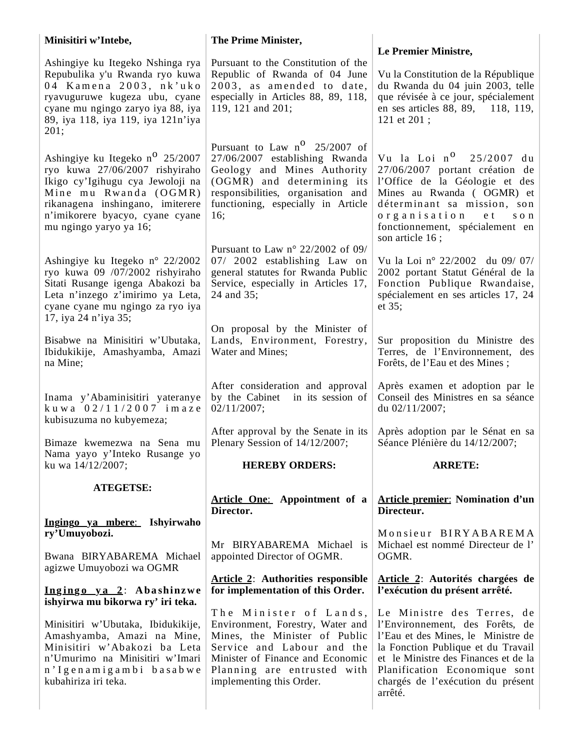**Minisitiri w'Intebe,**

Ashingiye ku Itegeko Nshinga rya Repubulika y'u Rwanda ryo kuwa 04 Kamena 2003, nk'uko ryavuguruwe kugeza ubu, cyane cyane mu ngingo zaryo iya 88, iya 89, iya 118, iya 119, iya 121n'iya 201;

Ashingiye ku Itegeko n° 25/2007 ryo kuwa 27/06/2007 rishyiraho Ikigo cy'Igihugu cya Jewoloji na Mine mu Rwanda (OGMR) rikanagena inshingano, imiterere n'imikorere byacyo, cyane cyane mu ngingo yaryo ya 16;

Ashingiye ku Itegeko n° 22/2002 ryo kuwa 09 /07/2002 rishyiraho Sitati Rusange igenga Abakozi ba Leta n'inzego z'imirimo ya Leta, cyane cyane mu ngingo za ryo iya 17, iya 24 n'iya 35;

Bisabwe na Minisitiri w'Ubutaka, Ibidukikije, Amashyamba, Amazi na Mine;

Inama y'Abaminisitiri yateranye kuwa 02/11/2007 imaze kubisuzuma no kubyemeza;

Bimaze kwemezwa na Sena mu Nama yayo y'Inteko Rusange yo ku wa 14/12/2007;

**ATEGETSE:**

**Ingingo ya mbere: Ishyirwaho ry'Umuyobozi.**

Bwana BIRYABAREMA Michael agizwe Umuyobozi wa OGMR

**Ingingo ya 2: Abashinzwe ishyirwa mu bikorwa ry' iri teka.**

Minisitiri w'Ubutaka, Ibidukikije, Amashyamba, Amazi na Mine, Minisitiri w'Abakozi ba Leta n'Umurimo na Minisitiri w'Imari n'Igenamigambi basabwe kubahiriza iri teka.

**The Prime Minister,**

Pursuant to the Constitution of the Republic of Rwanda of 04 June 2003, as amended to date, especially in Articles 88, 89, 118, 119, 121 and 201;

Pursuant to Law n° 25/2007 of 27/06/2007 establishing Rwanda Geology and Mines Authority (OGMR) and determining its responsibilities, organisation and functioning, especially in Article 16;

Pursuant to Law n° 22/2002 of 09/ 07/ 2002 establishing Law on general statutes for Rwanda Public Service, especially in Articles 17, 24 and 35;

On proposal by the Minister of Lands, Environment, Forestry, Water and Mines;

After consideration and approval by the Cabinet in its session of 02/11/2007;

After approval by the Senate in its Plenary Session of 14/12/2007;

**HEREBY ORDERS:**

**Article One: Appointment of a Director.**

Mr BIRYABAREMA Michael is appointed Director of OGMR.

**Article 2: Authorities responsible for implementation of this Order.**

The Minister of Lands, Environment, Forestry, Water and Mines, the Minister of Public Service and Labour and the Minister of Finance and Economic Planning are entrusted with implementing this Order.

**Le Premier Ministre,**

Vu la Constitution de la République du Rwanda du 04 juin 2003, telle que révisée à ce jour, spécialement en ses articles 88, 89, 118, 119, 121 et 201 ;

Vu la Loi n° 25/2007 du 27/06/2007 portant création de l'Office de la Géologie et des Mines au Rwanda ( OGMR) et déterminant sa mission, son organisation et son fonctionnement, spécialement en son article 16 ;

Vu la Loi n° 22/2002 du 09/ 07/ 2002 portant Statut Général de la Fonction Publique Rwandaise, spécialement en ses articles 17, 24 et 35;

Sur proposition du Ministre des Terres, de l'Environnement, des Forêts, de l'Eau et des Mines ;

Après examen et adoption par le Conseil des Ministres en sa séance du 02/11/2007;

Après adoption par le Sénat en sa Séance Plénière du 14/12/2007;

**ARRETE:**

**Article premier: Nomination d'un Directeur.**

Monsieur BIRYABAREMA Michael est nommé Directeur de l' OGMR.

**Article 2: Autorités chargées de l'exécution du présent arrêté.**

Le Ministre des Terres, de l'Environnement, des Forêts, de l'Eau et des Mines, le Ministre de la Fonction Publique et du Travail et le Ministre des Finances et de la Planification Economique sont chargés de l'exécution du présent arrêté.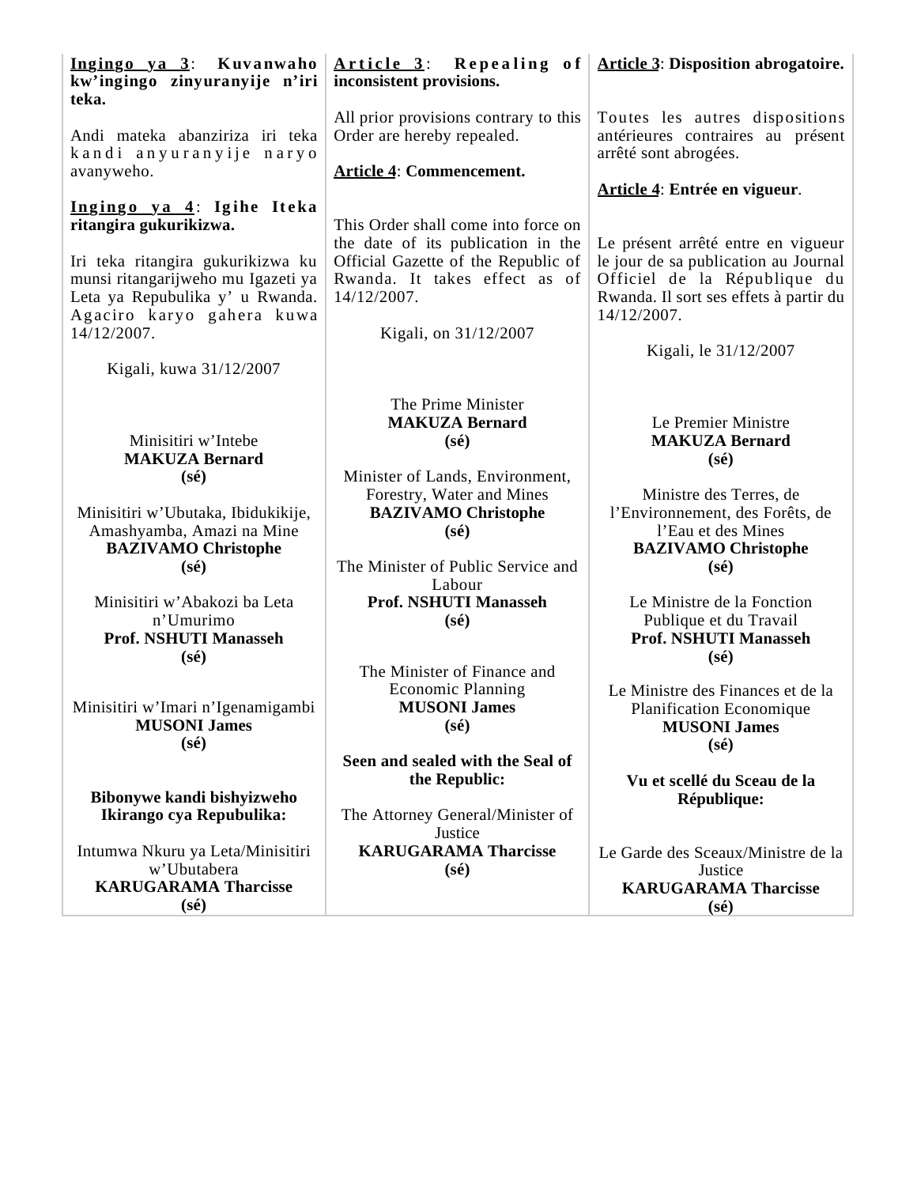**Ingingo ya 3: Kuvanwaho kw'ingingo zinyuranyije n'iri teka.**

Andi mateka abanziriza iri teka kandi anyuranyije naryo avanyweho.

**Ingingo ya 4: Igihe Iteka ritangira gukurikizwa.**

Iri teka ritangira gukurikizwa ku munsi ritangarijweho mu Igazeti ya Leta ya Repubulika y' u Rwanda. Agaciro karyo gahera kuwa 14/12/2007.

Kigali, kuwa 31/12/2007

Minisitiri w'Intebe
**MAKUZA Bernard**
**(sé)**

Minisitiri w'Ubutaka, Ibidukikije, Amashyamba, Amazi na Mine
**BAZIVAMO Christophe**
**(sé)**

Minisitiri w'Abakozi ba Leta n'Umurimo
**Prof. NSHUTI Manasseh**
**(sé)**

Minisitiri w'Imari n'Igenamigambi
**MUSONI James**
**(sé)**

**Bibonywe kandi bishyizweho Ikirango cya Repubulika:**

Intumwa Nkuru ya Leta/Minisitiri w'Ubutabera
**KARUGARAMA Tharcisse**
**(sé)**

**Article 3: Repealing of inconsistent provisions.**

All prior provisions contrary to this Order are hereby repealed.

**Article 4: Commencement.**

This Order shall come into force on the date of its publication in the Official Gazette of the Republic of Rwanda. It takes effect as of 14/12/2007.

Kigali, on 31/12/2007

The Prime Minister
**MAKUZA Bernard**
**(sé)**

Minister of Lands, Environment, Forestry, Water and Mines
**BAZIVAMO Christophe**
**(sé)**

The Minister of Public Service and Labour
**Prof. NSHUTI Manasseh**
**(sé)**

The Minister of Finance and Economic Planning
**MUSONI James**
**(sé)**

**Seen and sealed with the Seal of the Republic:**

The Attorney General/Minister of Justice
**KARUGARAMA Tharcisse**
**(sé)**

**Article 3: Disposition abrogatoire.**

Toutes les autres dispositions antérieures contraires au présent arrêté sont abrogées.

**Article 4: Entrée en vigueur.**

Le présent arrêté entre en vigueur le jour de sa publication au Journal Officiel de la République du Rwanda. Il sort ses effets à partir du 14/12/2007.

Kigali, le 31/12/2007

Le Premier Ministre
**MAKUZA Bernard**
**(sé)**

Ministre des Terres, de l'Environnement, des Forêts, de l'Eau et des Mines
**BAZIVAMO Christophe**
**(sé)**

Le Ministre de la Fonction Publique et du Travail
**Prof. NSHUTI Manasseh**
**(sé)**

Le Ministre des Finances et de la Planification Economique
**MUSONI James**
**(sé)**

**Vu et scellé du Sceau de la République:**

Le Garde des Sceaux/Ministre de la Justice
**KARUGARAMA Tharcisse**
**(sé)**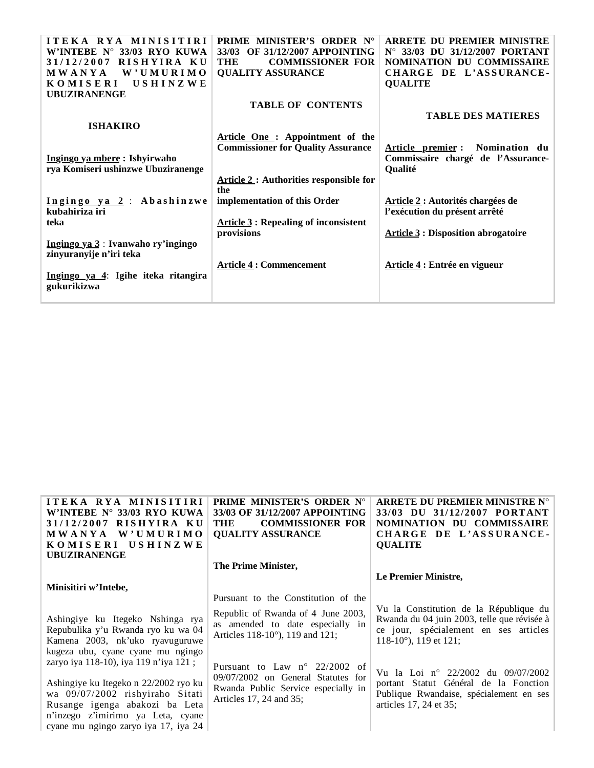| ITEKA RYA MINISITIRI W'INTEBE N° 33/03 RYO KUWA 31/12/2007 RISHYIRA KU MWANYA W'UMURIMO KOMISERI USHINZWE UBUZIRANENGE | PRIME MINISTER'S ORDER N° 33/03 OF 31/12/2007 APPOINTING THE COMMISSIONER FOR QUALITY ASSURANCE | ARRETE DU PREMIER MINISTRE N° 33/03 DU 31/12/2007 PORTANT NOMINATION DU COMMISSAIRE CHARGE DE L'ASSURANCE-QUALITE |
|---|---|---|
| **ISHAKIRO** | **TABLE OF CONTENTS** | **TABLE DES MATIERES** |
| **Ingingo ya mbere : Ishyirwaho rya Komiseri ushinzwe Ubuziranenge** | **Article One : Appointment of the Commissioner for Quality Assurance** | **Article premier : Nomination du Commissaire chargé de l'Assurance-Qualité** |
| **Ingingo ya 2 : Abashinzwe kubahiriza iri teka** | **Article 2 : Authorities responsible for the implementation of this Order** | **Article 2 : Autorités chargées de l'exécution du présent arrêté** |
| **Ingingo ya 3 : Ivanwaho ry'ingingo zinyuranyije n'iri teka** | **Article 3 : Repealing of inconsistent provisions** | **Article 3 : Disposition abrogatoire** |
| **Ingingo ya 4: Igihe iteka ritangira gukurikizwa** | **Article 4 : Commencement** | **Article 4 : Entrée en vigueur** |

| ITEKA RYA MINISITIRI W'INTEBE N° 33/03 RYO KUWA 31/12/2007 RISHYIRA KU MWANYA W'UMURIMO KOMISERI USHINZWE UBUZIRANENGE | PRIME MINISTER'S ORDER N° 33/03 OF 31/12/2007 APPOINTING THE COMMISSIONER FOR QUALITY ASSURANCE | ARRETE DU PREMIER MINISTRE N° 33/03 DU 31/12/2007 PORTANT NOMINATION DU COMMISSAIRE CHARGE DE L'ASSURANCE-QUALITE |
|---|---|---|
| **Minisitiri w'Intebe,** | **The Prime Minister,** | **Le Premier Ministre,** |
| Ashingiye ku Itegeko Nshinga rya Repubulika y'u Rwanda ryo ku wa 04 Kamena 2003, nk'uko ryavuguruwe kugeza ubu, cyane cyane mu ngingo zaryo iya 118-10), iya 119 n'iya 121 ; | Pursuant to the Constitution of the Republic of Rwanda of 4 June 2003, as amended to date especially in Articles 118-10°), 119 and 121; | Vu la Constitution de la République du Rwanda du 04 juin 2003, telle que révisée à ce jour, spécialement en ses articles 118-10°), 119 et 121; |
| Ashingiye ku Itegeko n 22/2002 ryo ku wa 09/07/2002 rishyiraho Sitati Rusange igenga abakozi ba Leta n'inzego z'imirimo ya Leta, cyane cyane mu ngingo zaryo iya 17, iya 24 | Pursuant to Law n° 22/2002 of 09/07/2002 on General Statutes for Rwanda Public Service especially in Articles 17, 24 and 35; | Vu la Loi n° 22/2002 du 09/07/2002 portant Statut Général de la Fonction Publique Rwandaise, spécialement en ses articles 17, 24 et 35; |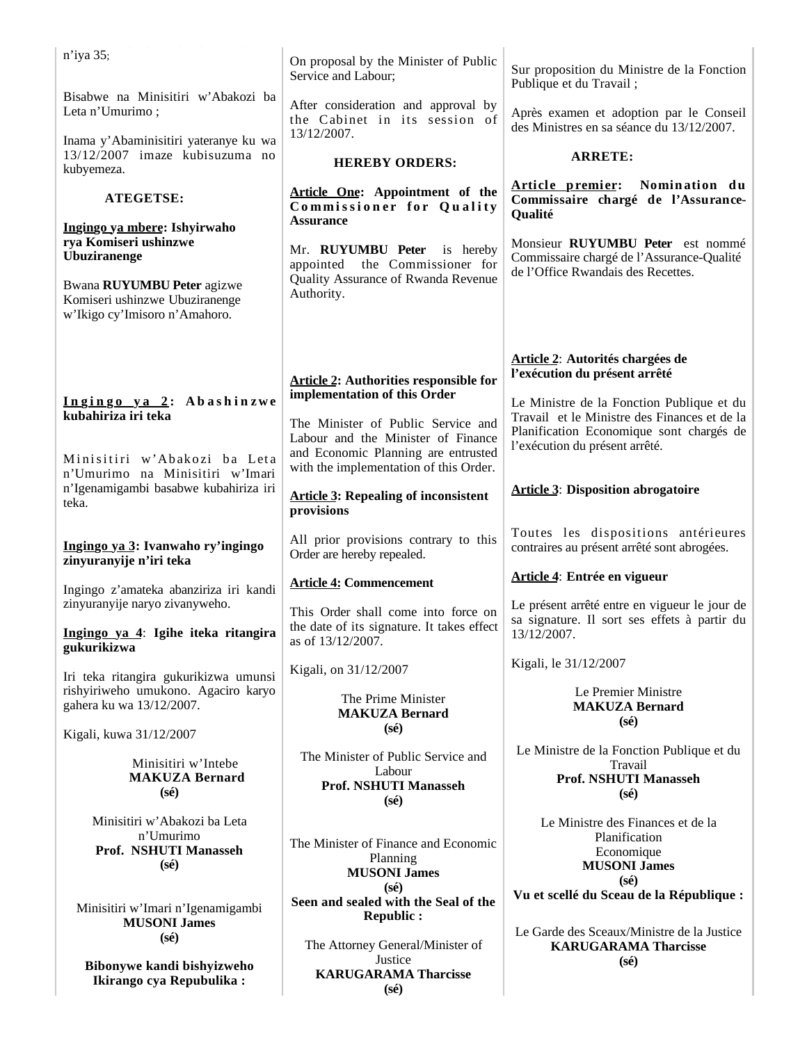n'iya 35;

Bisabwe na Minisitiri w'Abakozi ba Leta n'Umurimo ;

Inama y'Abaminisitiri yateranye ku wa 13/12/2007 imaze kubisuzuma no kubyemeza.

**ATEGETSE:**

**Ingingo ya mbere: Ishyirwaho rya Komiseri ushinzwe Ubuziranenge**

Bwana **RUYUMBU Peter** agizwe Komiseri ushinzwe Ubuziranenge w'Ikigo cy'Imisoro n'Amahoro.

**Ingingo ya 2: Abashinzwe kubahiriza iri teka**

Minisitiri w'Abakozi ba Leta n'Umurimo na Minisitiri w'Imari n'Igenamigambi basabwe kubahiriza iri teka.

**Ingingo ya 3: Ivanwaho ry'ingingo zinyuranyije n'iri teka**

Ingingo z'amateka abanziriza iri kandi zinyuranyije naryo zivanyweho.

**Ingingo ya 4: Igihe iteka ritangira gukurikizwa**

Iri teka ritangira gukurikizwa umunsi rishyiriweho umukono. Agaciro karyo gahera ku wa 13/12/2007.

Kigali, kuwa 31/12/2007

Minisitiri w'Intebe
**MAKUZA Bernard**
**(sé)**

Minisitiri w'Abakozi ba Leta n'Umurimo
**Prof. NSHUTI Manasseh**
**(sé)**

Minisitiri w'Imari n'Igenamigambi
**MUSONI James**
**(sé)**

**Bibonywe kandi bishyizweho Ikirango cya Repubulika :**

On proposal by the Minister of Public Service and Labour;

After consideration and approval by the Cabinet in its session of 13/12/2007.

**HEREBY ORDERS:**

**Article One: Appointment of the Commissioner for Quality Assurance**

Mr. **RUYUMBU Peter** is hereby appointed the Commissioner for Quality Assurance of Rwanda Revenue Authority.

**Article 2: Authorities responsible for implementation of this Order**

The Minister of Public Service and Labour and the Minister of Finance and Economic Planning are entrusted with the implementation of this Order.

**Article 3: Repealing of inconsistent provisions**

All prior provisions contrary to this Order are hereby repealed.

**Article 4: Commencement**

This Order shall come into force on the date of its signature. It takes effect as of 13/12/2007.

Kigali, on 31/12/2007

The Prime Minister
**MAKUZA Bernard**
**(sé)**

The Minister of Public Service and Labour
**Prof. NSHUTI Manasseh**
**(sé)**

The Minister of Finance and Economic Planning
**MUSONI James**
**(sé)**

**Seen and sealed with the Seal of the Republic :**

The Attorney General/Minister of Justice
**KARUGARAMA Tharcisse**
**(sé)**

Sur proposition du Ministre de la Fonction Publique et du Travail ;

Après examen et adoption par le Conseil des Ministres en sa séance du 13/12/2007.

**ARRETE:**

**Article premier: Nomination du Commissaire chargé de l'Assurance-Qualité**

Monsieur **RUYUMBU Peter** est nommé Commissaire chargé de l'Assurance-Qualité de l'Office Rwandais des Recettes.

**Article 2: Autorités chargées de l'exécution du présent arrêté**

Le Ministre de la Fonction Publique et du Travail et le Ministre des Finances et de la Planification Economique sont chargés de l'exécution du présent arrêté.

**Article 3: Disposition abrogatoire**

Toutes les dispositions antérieures contraires au présent arrêté sont abrogées.

**Article 4: Entrée en vigueur**

Le présent arrêté entre en vigueur le jour de sa signature. Il sort ses effets à partir du 13/12/2007.

Kigali, le 31/12/2007

Le Premier Ministre
**MAKUZA Bernard**
**(sé)**

Le Ministre de la Fonction Publique et du Travail
**Prof. NSHUTI Manasseh**
**(sé)**

Le Ministre des Finances et de la Planification Economique
**MUSONI James**
**(sé)**

**Vu et scellé du Sceau de la République :**

Le Garde des Sceaux/Ministre de la Justice
**KARUGARAMA Tharcisse**
**(sé)**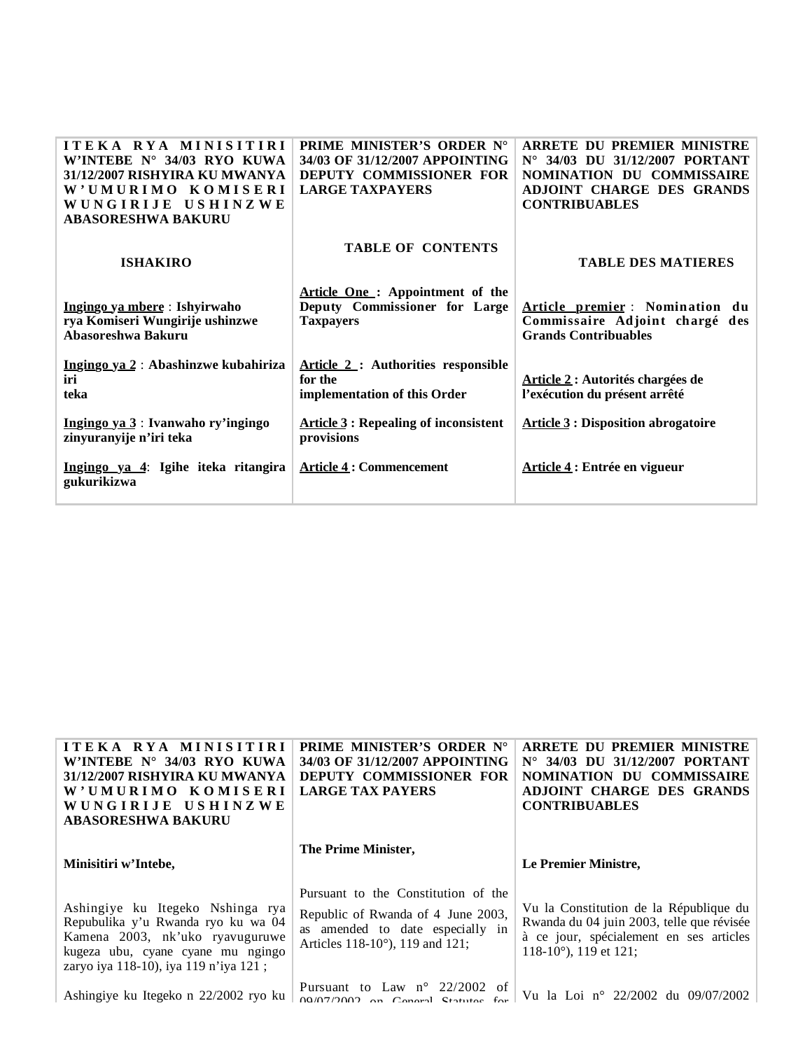| ITEKA RYA MINISITIRI W'INTEBE N° 34/03 RYO KUWA 31/12/2007 RISHYIRA KU MWANYA W'UMURIMO KOMISERI WUNGIRIJE USHINZWE ABASORESHWA BAKURU | PRIME MINISTER'S ORDER N° 34/03 OF 31/12/2007 APPOINTING DEPUTY COMMISSIONER FOR LARGE TAXPAYERS | ARRETE DU PREMIER MINISTRE N° 34/03 DU 31/12/2007 PORTANT NOMINATION DU COMMISSAIRE ADJOINT CHARGE DES GRANDS CONTRIBUABLES |
|---|---|---|
| **ISHAKIRO** | **TABLE OF CONTENTS** | **TABLE DES MATIERES** |
| **Ingingo ya mbere : Ishyirwaho rya Komiseri Wungirije ushinzwe Abasoreshwa Bakuru** | **Article One : Appointment of the Deputy Commissioner for Large Taxpayers** | **Article premier : Nomination du Commissaire Adjoint chargé des Grands Contribuables** |
| **Ingingo ya 2 : Abashinzwe kubahiriza iri teka** | **Article 2 : Authorities responsible for the implementation of this Order** | **Article 2 : Autorités chargées de l'exécution du présent arrêté** |
| **Ingingo ya 3 : Ivanwaho ry'ingingo zinyuranyije n'iri teka** | **Article 3 : Repealing of inconsistent provisions** | **Article 3 : Disposition abrogatoire** |
| **Ingingo ya 4: Igihe iteka ritangira gukurikizwa** | **Article 4 : Commencement** | **Article 4 : Entrée en vigueur** |

| ITEKA RYA MINISITIRI W'INTEBE N° 34/03 RYO KUWA 31/12/2007 RISHYIRA KU MWANYA W'UMURIMO KOMISERI WUNGIRIJE USHINZWE ABASORESHWA BAKURU | PRIME MINISTER'S ORDER N° 34/03 OF 31/12/2007 APPOINTING DEPUTY COMMISSIONER FOR LARGE TAX PAYERS | ARRETE DU PREMIER MINISTRE N° 34/03 DU 31/12/2007 PORTANT NOMINATION DU COMMISSAIRE ADJOINT CHARGE DES GRANDS CONTRIBUABLES |
|---|---|---|
| **Minisitiri w'Intebe,** | **The Prime Minister,** | **Le Premier Ministre,** |
| Ashingiye ku Itegeko Nshinga rya Repubulika y'u Rwanda ryo ku wa 04 Kamena 2003, nk'uko ryavuguruwe kugeza ubu, cyane cyane mu ngingo zaryo iya 118-10), iya 119 n'iya 121 ; | Pursuant to the Constitution of the Republic of Rwanda of 4 June 2003, as amended to date especially in Articles 118-10°), 119 and 121; | Vu la Constitution de la République du Rwanda du 04 juin 2003, telle que révisée à ce jour, spécialement en ses articles 118-10°), 119 et 121; |
| Ashingiye ku Itegeko n 22/2002 ryo ku | Pursuant to Law n° 22/2002 of 09/07/2002 on General Statutes for | Vu la Loi n° 22/2002 du 09/07/2002 |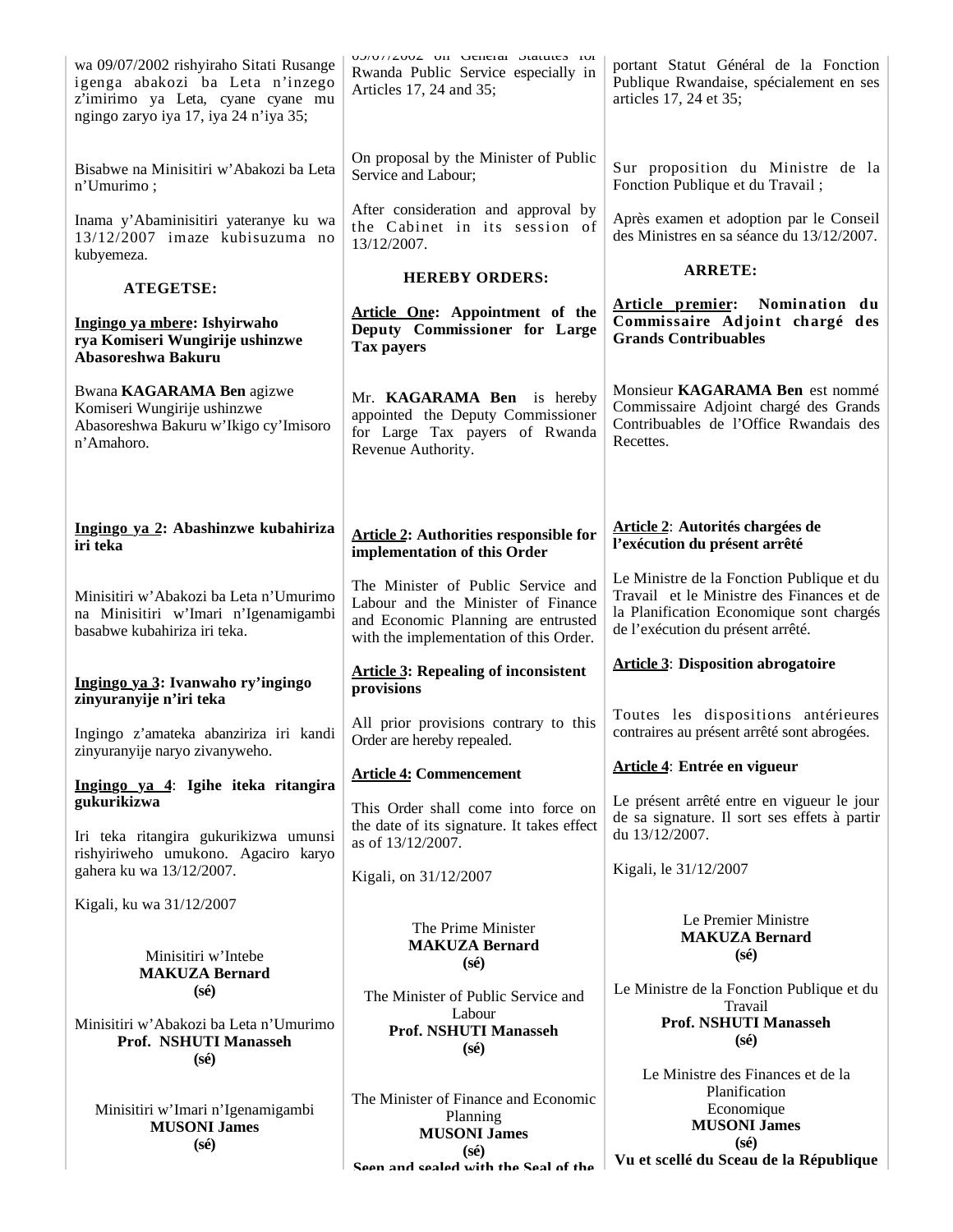wa 09/07/2002 rishyiraho Sitati Rusange igenga abakozi ba Leta n'inzego z'imirimo ya Leta, cyane cyane mu ngingo zaryo iya 17, iya 24 n'iya 35;

Bisabwe na Minisitiri w'Abakozi ba Leta n'Umurimo ;

Inama y'Abaminisitiri yateranye ku wa 13/12/2007 imaze kubisuzuma no kubyemeza.

**ATEGETSE:**

**Ingingo ya mbere: Ishyirwaho rya Komiseri Wungirije ushinzwe Abasoreshwa Bakuru**

Bwana **KAGARAMA Ben** agizwe Komiseri Wungirije ushinzwe Abasoreshwa Bakuru w'Ikigo cy'Imisoro n'Amahoro.

**Ingingo ya 2: Abashinzwe kubahiriza iri teka**

Minisitiri w'Abakozi ba Leta n'Umurimo na Minisitiri w'Imari n'Igenamigambi basabwe kubahiriza iri teka.

**Ingingo ya 3: Ivanwaho ry'ingingo zinyuranyije n'iri teka**

Ingingo z'amateka abanziriza iri kandi zinyuranyije naryo zivanyweho.

**Ingingo ya 4: Igihe iteka ritangira gukurikizwa**

Iri teka ritangira gukurikizwa umunsi rishyiriweho umukono. Agaciro karyo gahera ku wa 13/12/2007.

Kigali, ku wa 31/12/2007

Minisitiri w'Intebe
**MAKUZA Bernard**
**(sé)**

Minisitiri w'Abakozi ba Leta n'Umurimo
**Prof. NSHUTI Manasseh**
**(sé)**

Minisitiri w'Imari n'Igenamigambi
**MUSONI James**
**(sé)**

---

09/07/2002 on General Statutes for Rwanda Public Service especially in Articles 17, 24 and 35;

On proposal by the Minister of Public Service and Labour;

After consideration and approval by the Cabinet in its session of 13/12/2007.

**HEREBY ORDERS:**

**Article One: Appointment of the Deputy Commissioner for Large Tax payers**

Mr. **KAGARAMA Ben** is hereby appointed the Deputy Commissioner for Large Tax payers of Rwanda Revenue Authority.

**Article 2: Authorities responsible for implementation of this Order**

The Minister of Public Service and Labour and the Minister of Finance and Economic Planning are entrusted with the implementation of this Order.

**Article 3: Repealing of inconsistent provisions**

All prior provisions contrary to this Order are hereby repealed.

**Article 4: Commencement**

This Order shall come into force on the date of its signature. It takes effect as of 13/12/2007.

Kigali, on 31/12/2007

The Prime Minister
**MAKUZA Bernard**
**(sé)**

The Minister of Public Service and Labour
**Prof. NSHUTI Manasseh**
**(sé)**

The Minister of Finance and Economic Planning
**MUSONI James**
**(sé)**

**Seen and sealed with the Seal of the**

---

portant Statut Général de la Fonction Publique Rwandaise, spécialement en ses articles 17, 24 et 35;

Sur proposition du Ministre de la Fonction Publique et du Travail ;

Après examen et adoption par le Conseil des Ministres en sa séance du 13/12/2007.

**ARRETE:**

**Article premier: Nomination du Commissaire Adjoint chargé des Grands Contribuables**

Monsieur **KAGARAMA Ben** est nommé Commissaire Adjoint chargé des Grands Contribuables de l'Office Rwandais des Recettes.

**Article 2: Autorités chargées de l'exécution du présent arrêté**

Le Ministre de la Fonction Publique et du Travail et le Ministre des Finances et de la Planification Economique sont chargés de l'exécution du présent arrêté.

**Article 3: Disposition abrogatoire**

Toutes les dispositions antérieures contraires au présent arrêté sont abrogées.

**Article 4: Entrée en vigueur**

Le présent arrêté entre en vigueur le jour de sa signature. Il sort ses effets à partir du 13/12/2007.

Kigali, le 31/12/2007

Le Premier Ministre
**MAKUZA Bernard**
**(sé)**

Le Ministre de la Fonction Publique et du Travail
**Prof. NSHUTI Manasseh**
**(sé)**

Le Ministre des Finances et de la Planification Economique
**MUSONI James**
**(sé)**

**Vu et scellé du Sceau de la République**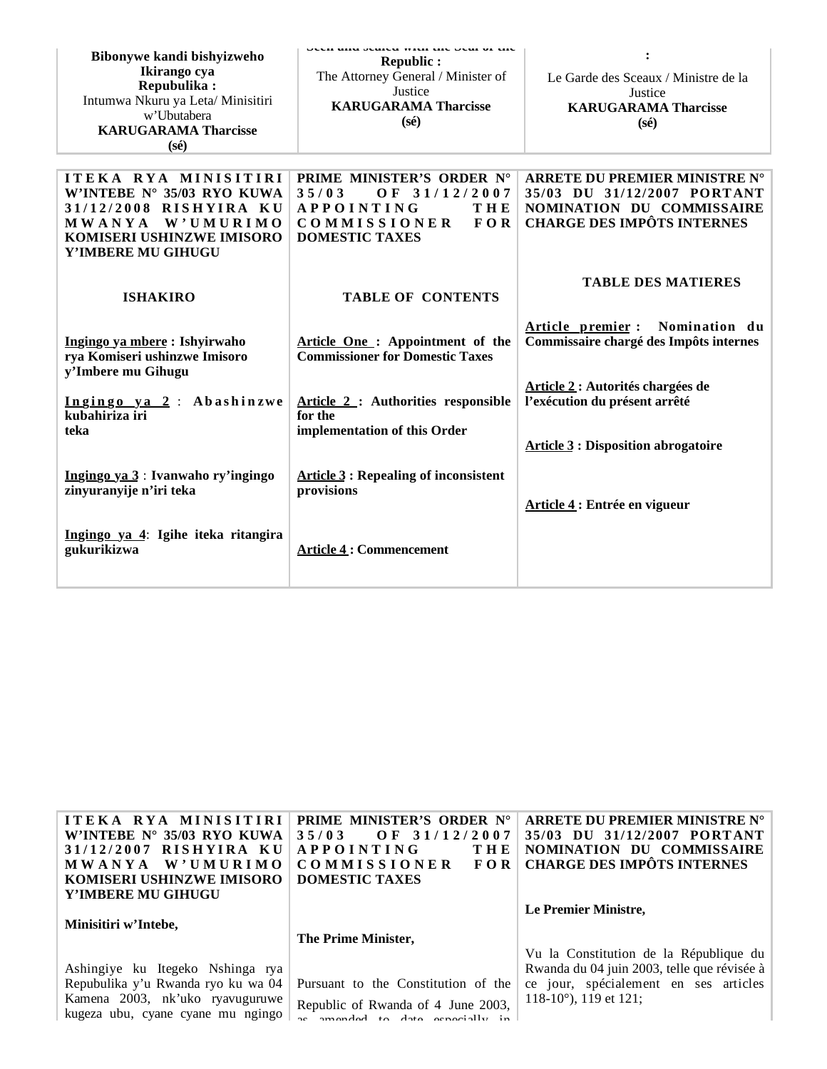| Bibonywe kandi bishyizweho Ikirango cya Repubulika : Intumwa Nkuru ya Leta/ Minisitiri w'Ubutabera **KARUGARAMA Tharcisse** **(sé)** | Seen and sealed with the Seal of the Republic : The Attorney General / Minister of Justice **KARUGARAMA Tharcisse** **(sé)** | : Le Garde des Sceaux / Ministre de la Justice **KARUGARAMA Tharcisse** **(sé)** |
|---|---|---|

| **ITEKA RYA MINISITIRI W'INTEBE N° 35/03 RYO KUWA 31/12/2008 RISHYIRA KU MWANYA W'UMURIMO KOMISERI USHINZWE IMISORO Y'IMBERE MU GIHUGU** | **PRIME MINISTER'S ORDER N° 35/03 OF 31/12/2007 APPOINTING THE COMMISSIONER FOR DOMESTIC TAXES** | **ARRETE DU PREMIER MINISTRE N° 35/03 DU 31/12/2007 PORTANT NOMINATION DU COMMISSAIRE CHARGE DES IMPÔTS INTERNES** |
|---|---|---|
| **ISHAKIRO** | **TABLE OF CONTENTS** | **TABLE DES MATIERES** |
| **Ingingo ya mbere : Ishyirwaho rya Komiseri ushinzwe Imisoro y'Imbere mu Gihugu** | **Article One : Appointment of the Commissioner for Domestic Taxes** | **Article premier : Nomination du Commissaire chargé des Impôts internes** |
| **Ingingo ya 2 : Abashinzwe kubahiriza iri teka** | **Article 2 : Authorities responsible for the implementation of this Order** | **Article 2 : Autorités chargées de l'exécution du présent arrêté** |
| **Ingingo ya 3 : Ivanwaho ry'ingingo zinyuranyije n'iri teka** | **Article 3 : Repealing of inconsistent provisions** | **Article 3 : Disposition abrogatoire** |
| **Ingingo ya 4: Igihe iteka ritangira gukurikizwa** | **Article 4 : Commencement** | **Article 4 : Entrée en vigueur** |

| **ITEKA RYA MINISITIRI W'INTEBE N° 35/03 RYO KUWA 31/12/2007 RISHYIRA KU MWANYA W'UMURIMO KOMISERI USHINZWE IMISORO Y'IMBERE MU GIHUGU** | **PRIME MINISTER'S ORDER N° 35/03 OF 31/12/2007 APPOINTING THE COMMISSIONER FOR DOMESTIC TAXES** | **ARRETE DU PREMIER MINISTRE N° 35/03 DU 31/12/2007 PORTANT NOMINATION DU COMMISSAIRE CHARGE DES IMPÔTS INTERNES** |
|---|---|---|
| **Minisitiri w'Intebe,** | **The Prime Minister,** | **Le Premier Ministre,** |
| Ashingiye ku Itegeko Nshinga rya Repubulika y'u Rwanda ryo ku wa 04 Kamena 2003, nk'uko ryavuguruwe kugeza ubu, cyane cyane mu ngingo | Pursuant to the Constitution of the Republic of Rwanda of 4 June 2003, as amended to date especially in | Vu la Constitution de la République du Rwanda du 04 juin 2003, telle que révisée à ce jour, spécialement en ses articles 118-10°), 119 et 121; |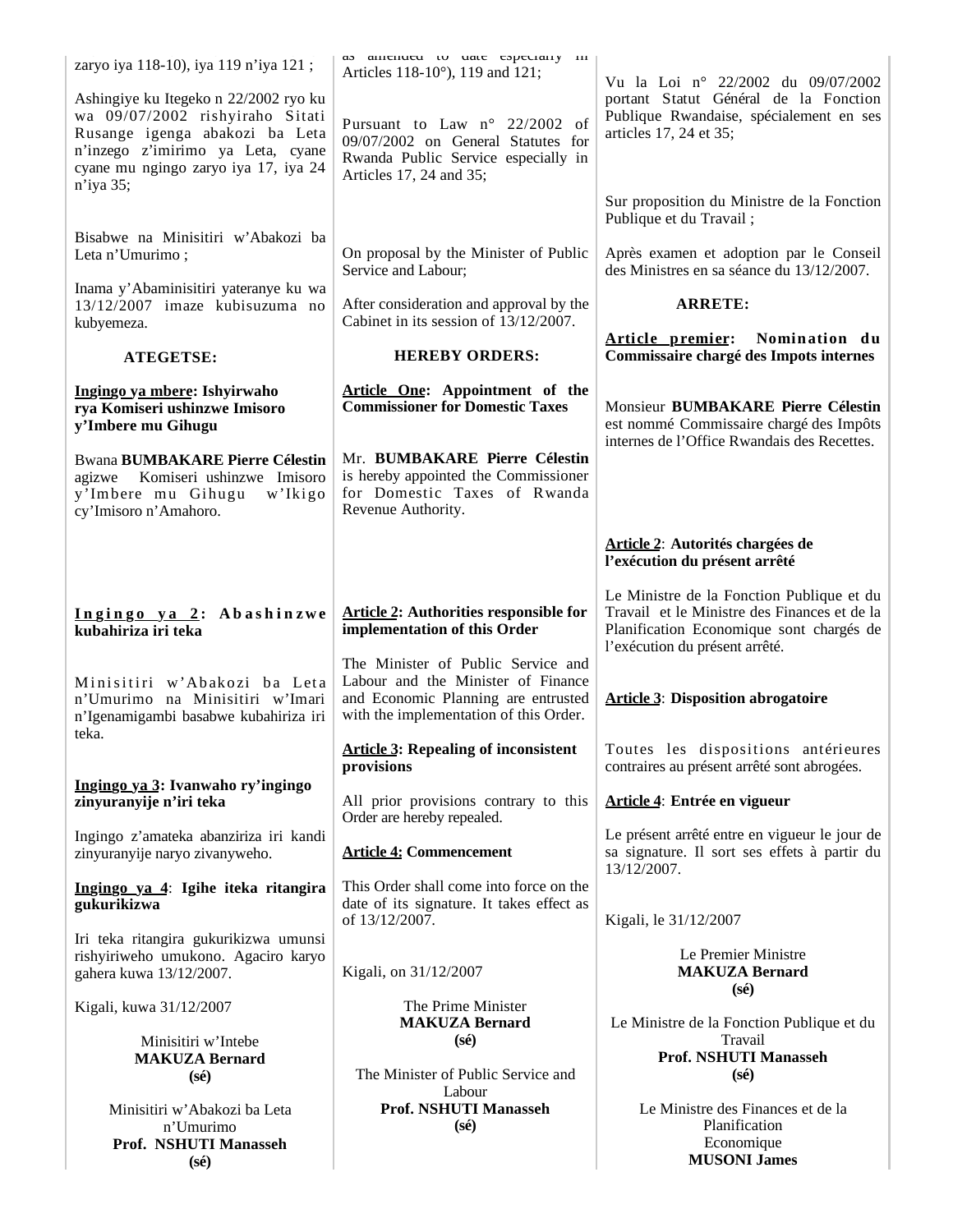zaryo iya 118-10), iya 119 n'iya 121 ;

Ashingiye ku Itegeko n 22/2002 ryo ku wa 09/07/2002 rishyiraho Sitati Rusange igenga abakozi ba Leta n'inzego z'imirimo ya Leta, cyane cyane mu ngingo zaryo iya 17, iya 24 n'iya 35;

Bisabwe na Minisitiri w'Abakozi ba Leta n'Umurimo ;

Inama y'Abaminisitiri yateranye ku wa 13/12/2007 imaze kubisuzuma no kubyemeza.

**ATEGETSE:**

**Ingingo ya mbere: Ishyirwaho rya Komiseri ushinzwe Imisoro y'Imbere mu Gihugu**

Bwana **BUMBAKARE Pierre Célestin** agizwe Komiseri ushinzwe Imisoro y'Imbere mu Gihugu w'Ikigo cy'Imisoro n'Amahoro.

**Ingingo ya 2: Abashinzwe kubahiriza iri teka**

Minisitiri w'Abakozi ba Leta n'Umurimo na Minisitiri w'Imari n'Igenamigambi basabwe kubahiriza iri teka.

**Ingingo ya 3: Ivanwaho ry'ingingo zinyuranyije n'iri teka**

Ingingo z'amateka abanziriza iri kandi zinyuranyije naryo zivanyweho.

**Ingingo ya 4: Igihe iteka ritangira gukurikizwa**

Iri teka ritangira gukurikizwa umunsi rishyiriweho umukono. Agaciro karyo gahera kuwa 13/12/2007.

Kigali, kuwa 31/12/2007

Minisitiri w'Intebe
**MAKUZA Bernard**
**(sé)**

Minisitiri w'Abakozi ba Leta n'Umurimo
**Prof. NSHUTI Manasseh**
**(sé)**

---

as amended to date especially in Articles 118-10°), 119 and 121;

Pursuant to Law n° 22/2002 of 09/07/2002 on General Statutes for Rwanda Public Service especially in Articles 17, 24 and 35;

On proposal by the Minister of Public Service and Labour;

After consideration and approval by the Cabinet in its session of 13/12/2007.

**HEREBY ORDERS:**

**Article One: Appointment of the Commissioner for Domestic Taxes**

Mr. **BUMBAKARE Pierre Célestin** is hereby appointed the Commissioner for Domestic Taxes of Rwanda Revenue Authority.

**Article 2: Authorities responsible for implementation of this Order**

The Minister of Public Service and Labour and the Minister of Finance and Economic Planning are entrusted with the implementation of this Order.

**Article 3: Repealing of inconsistent provisions**

All prior provisions contrary to this Order are hereby repealed.

**Article 4: Commencement**

This Order shall come into force on the date of its signature. It takes effect as of 13/12/2007.

Kigali, on 31/12/2007

The Prime Minister
**MAKUZA Bernard**
**(sé)**

The Minister of Public Service and Labour
**Prof. NSHUTI Manasseh**
**(sé)**

---

Vu la Loi n° 22/2002 du 09/07/2002 portant Statut Général de la Fonction Publique Rwandaise, spécialement en ses articles 17, 24 et 35;

Sur proposition du Ministre de la Fonction Publique et du Travail ;

Après examen et adoption par le Conseil des Ministres en sa séance du 13/12/2007.

**ARRETE:**

**Article premier: Nomination du Commissaire chargé des Impots internes**

Monsieur **BUMBAKARE Pierre Célestin** est nommé Commissaire chargé des Impôts internes de l'Office Rwandais des Recettes.

**Article 2: Autorités chargées de l'exécution du présent arrêté**

Le Ministre de la Fonction Publique et du Travail et le Ministre des Finances et de la Planification Economique sont chargés de l'exécution du présent arrêté.

**Article 3: Disposition abrogatoire**

Toutes les dispositions antérieures contraires au présent arrêté sont abrogées.

**Article 4: Entrée en vigueur**

Le présent arrêté entre en vigueur le jour de sa signature. Il sort ses effets à partir du 13/12/2007.

Kigali, le 31/12/2007

Le Premier Ministre
**MAKUZA Bernard**
**(sé)**

Le Ministre de la Fonction Publique et du Travail
**Prof. NSHUTI Manasseh**
**(sé)**

Le Ministre des Finances et de la Planification Economique
**MUSONI James**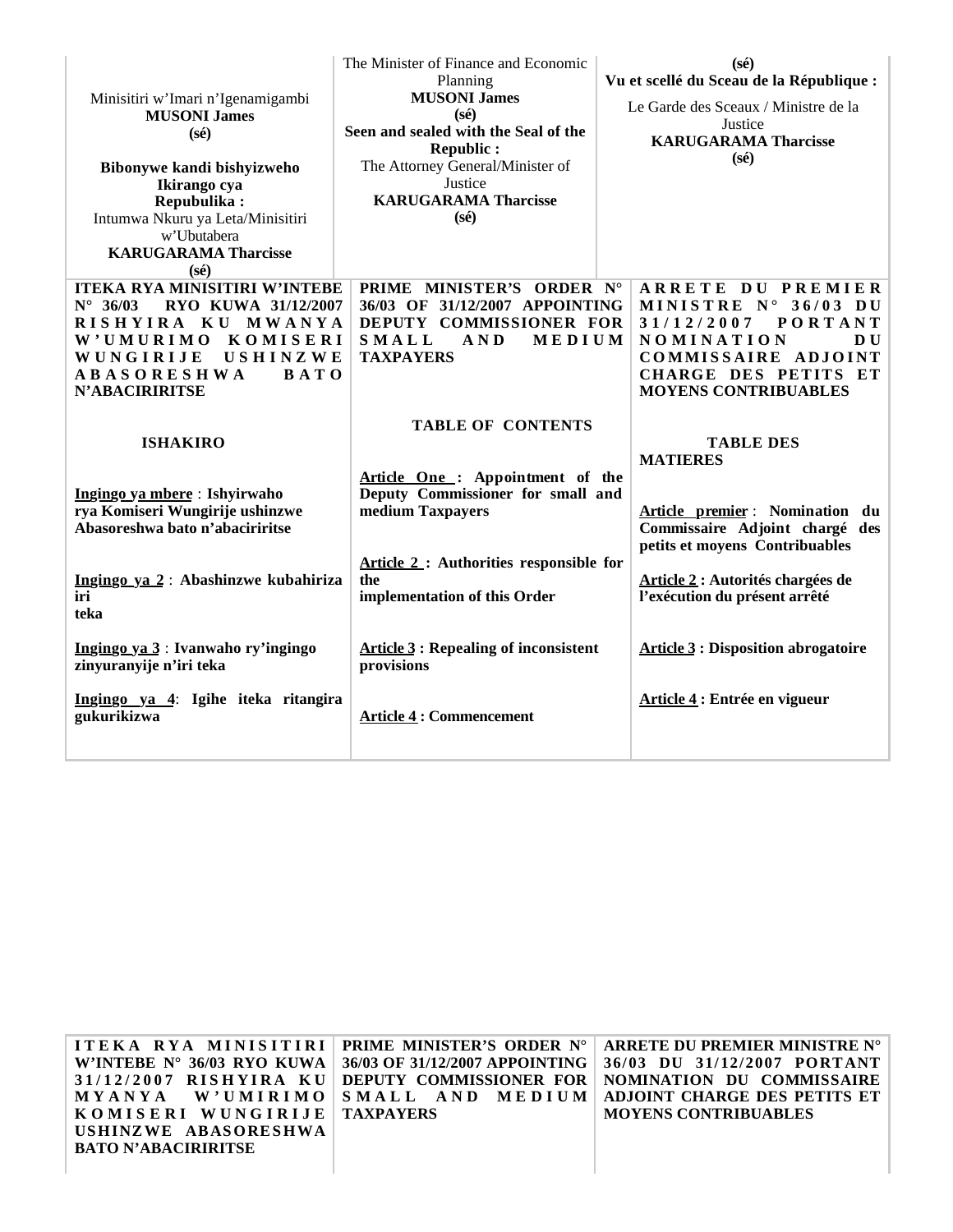| Minisitiri w'Imari n'Igenamigambi<br>**MUSONI James**<br>**(sé)**<br><br>**Bibonywe kandi bishyizweho Ikirango cya Repubulika :**<br>Intumwa Nkuru ya Leta/Minisitiri w'Ubutabera<br>**KARUGARAMA Tharcisse**<br>**(sé)** | The Minister of Finance and Economic Planning<br>**MUSONI James**<br>**(sé)**<br>**Seen and sealed with the Seal of the Republic :**<br>The Attorney General/Minister of Justice<br>**KARUGARAMA Tharcisse**<br>**(sé)** | **(sé)**<br>**Vu et scellé du Sceau de la République :**<br>Le Garde des Sceaux / Ministre de la Justice<br>**KARUGARAMA Tharcisse**<br>**(sé)** |
|---|---|---|
| **ITEKA RYA MINISITIRI W'INTEBE N° 36/03 RYO KUWA 31/12/2007 RISHYIRA KU MWANYA W'UMURIMO KOMISERI WUNGIRIJE USHINZWE ABASORESHWA BATO N'ABACIRIRITSE** | **PRIME MINISTER'S ORDER N° 36/03 OF 31/12/2007 APPOINTING DEPUTY COMMISSIONER FOR SMALL AND MEDIUM TAXPAYERS** | **ARRETE DU PREMIER MINISTRE N° 36/03 DU 31/12/2007 PORTANT NOMINATION DU COMMISSAIRE ADJOINT CHARGE DES PETITS ET MOYENS CONTRIBUABLES** |
| **ISHAKIRO** | **TABLE OF CONTENTS** | **TABLE DES MATIERES** |
| **Ingingo ya mbere : Ishyirwaho rya Komiseri Wungirije ushinzwe Abasoreshwa bato n'abaciriritse** | **Article One : Appointment of the Deputy Commissioner for small and medium Taxpayers** | **Article premier : Nomination du Commissaire Adjoint chargé des petits et moyens Contribuables** |
| **Ingingo ya 2 : Abashinzwe kubahiriza iri teka** | **Article 2 : Authorities responsible for the implementation of this Order** | **Article 2 : Autorités chargées de l'exécution du présent arrêté** |
| **Ingingo ya 3 : Ivanwaho ry'ingingo zinyuranyije n'iri teka** | **Article 3 : Repealing of inconsistent provisions** | **Article 3 : Disposition abrogatoire** |
| **Ingingo ya 4: Igihe iteka ritangira gukurikizwa** | **Article 4 : Commencement** | **Article 4 : Entrée en vigueur** |

| **ITEKA RYA MINISITIRI W'INTEBE N° 36/03 RYO KUWA 31/12/2007 RISHYIRA KU MYANYA W'UMIRIMO KOMISERI WUNGIRIJE USHINZWE ABASORESHWA BATO N'ABACIRIRITSE** | **PRIME MINISTER'S ORDER N° 36/03 OF 31/12/2007 APPOINTING DEPUTY COMMISSIONER FOR SMALL AND MEDIUM TAXPAYERS** | **ARRETE DU PREMIER MINISTRE N° 36/03 DU 31/12/2007 PORTANT NOMINATION DU COMMISSAIRE ADJOINT CHARGE DES PETITS ET MOYENS CONTRIBUABLES** |
|---|---|---|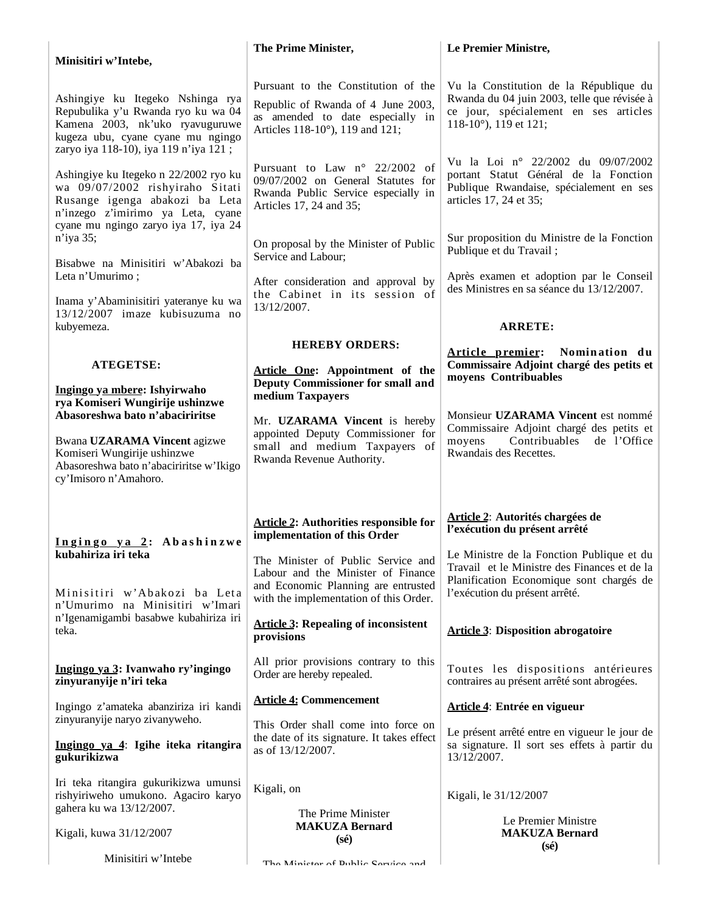**Minisitiri w'Intebe,**

Ashingiye ku Itegeko Nshinga rya Repubulika y'u Rwanda ryo ku wa 04 Kamena 2003, nk'uko ryavuguruwe kugeza ubu, cyane cyane mu ngingo zaryo iya 118-10), iya 119 n'iya 121 ;

Ashingiye ku Itegeko n 22/2002 ryo ku wa 09/07/2002 rishyiraho Sitati Rusange igenga abakozi ba Leta n'inzego z'imirimo ya Leta, cyane cyane mu ngingo zaryo iya 17, iya 24 n'iya 35;

Bisabwe na Minisitiri w'Abakozi ba Leta n'Umurimo ;

Inama y'Abaminisitiri yateranye ku wa 13/12/2007 imaze kubisuzuma no kubyemeza.

**ATEGETSE:**

**Ingingo ya mbere: Ishyirwaho rya Komiseri Wungirije ushinzwe Abasoreshwa bato n'abaciriritse**

Bwana **UZARAMA Vincent** agizwe Komiseri Wungirije ushinzwe Abasoreshwa bato n'abaciriritse w'Ikigo cy'Imisoro n'Amahoro.

**Ingingo ya 2: Abashinzwe kubahiriza iri teka**

Minisitiri w'Abakozi ba Leta n'Umurimo na Minisitiri w'Imari n'Igenamigambi basabwe kubahiriza iri teka.

**Ingingo ya 3: Ivanwaho ry'ingingo zinyuranyije n'iri teka**

Ingingo z'amateka abanziriza iri kandi zinyuranyije naryo zivanyweho.

**Ingingo ya 4: Igihe iteka ritangira gukurikizwa**

Iri teka ritangira gukurikizwa umunsi rishyiriweho umukono. Agaciro karyo gahera ku wa 13/12/2007.

Kigali, kuwa 31/12/2007

Minisitiri w'Intebe

---

**The Prime Minister,**

Pursuant to the Constitution of the Republic of Rwanda of 4 June 2003, as amended to date especially in Articles 118-10°), 119 and 121;

Pursuant to Law n° 22/2002 of 09/07/2002 on General Statutes for Rwanda Public Service especially in Articles 17, 24 and 35;

On proposal by the Minister of Public Service and Labour;

After consideration and approval by the Cabinet in its session of 13/12/2007.

**HEREBY ORDERS:**

**Article One: Appointment of the Deputy Commissioner for small and medium Taxpayers**

Mr. **UZARAMA Vincent** is hereby appointed Deputy Commissioner for small and medium Taxpayers of Rwanda Revenue Authority.

**Article 2: Authorities responsible for implementation of this Order**

The Minister of Public Service and Labour and the Minister of Finance and Economic Planning are entrusted with the implementation of this Order.

**Article 3: Repealing of inconsistent provisions**

All prior provisions contrary to this Order are hereby repealed.

**Article 4: Commencement**

This Order shall come into force on the date of its signature. It takes effect as of 13/12/2007.

Kigali, on

The Prime Minister
**MAKUZA Bernard**
**(sé)**

The Minister of Public Service and

---

**Le Premier Ministre,**

Vu la Constitution de la République du Rwanda du 04 juin 2003, telle que révisée à ce jour, spécialement en ses articles 118-10°), 119 et 121;

Vu la Loi n° 22/2002 du 09/07/2002 portant Statut Général de la Fonction Publique Rwandaise, spécialement en ses articles 17, 24 et 35;

Sur proposition du Ministre de la Fonction Publique et du Travail ;

Après examen et adoption par le Conseil des Ministres en sa séance du 13/12/2007.

**ARRETE:**

**Article premier: Nomination du Commissaire Adjoint chargé des petits et moyens Contribuables**

Monsieur **UZARAMA Vincent** est nommé Commissaire Adjoint chargé des petits et moyens Contribuables de l'Office Rwandais des Recettes.

**Article 2: Autorités chargées de l'exécution du présent arrêté**

Le Ministre de la Fonction Publique et du Travail et le Ministre des Finances et de la Planification Economique sont chargés de l'exécution du présent arrêté.

**Article 3: Disposition abrogatoire**

Toutes les dispositions antérieures contraires au présent arrêté sont abrogées.

**Article 4: Entrée en vigueur**

Le présent arrêté entre en vigueur le jour de sa signature. Il sort ses effets à partir du 13/12/2007.

Kigali, le 31/12/2007

Le Premier Ministre
**MAKUZA Bernard**
**(sé)**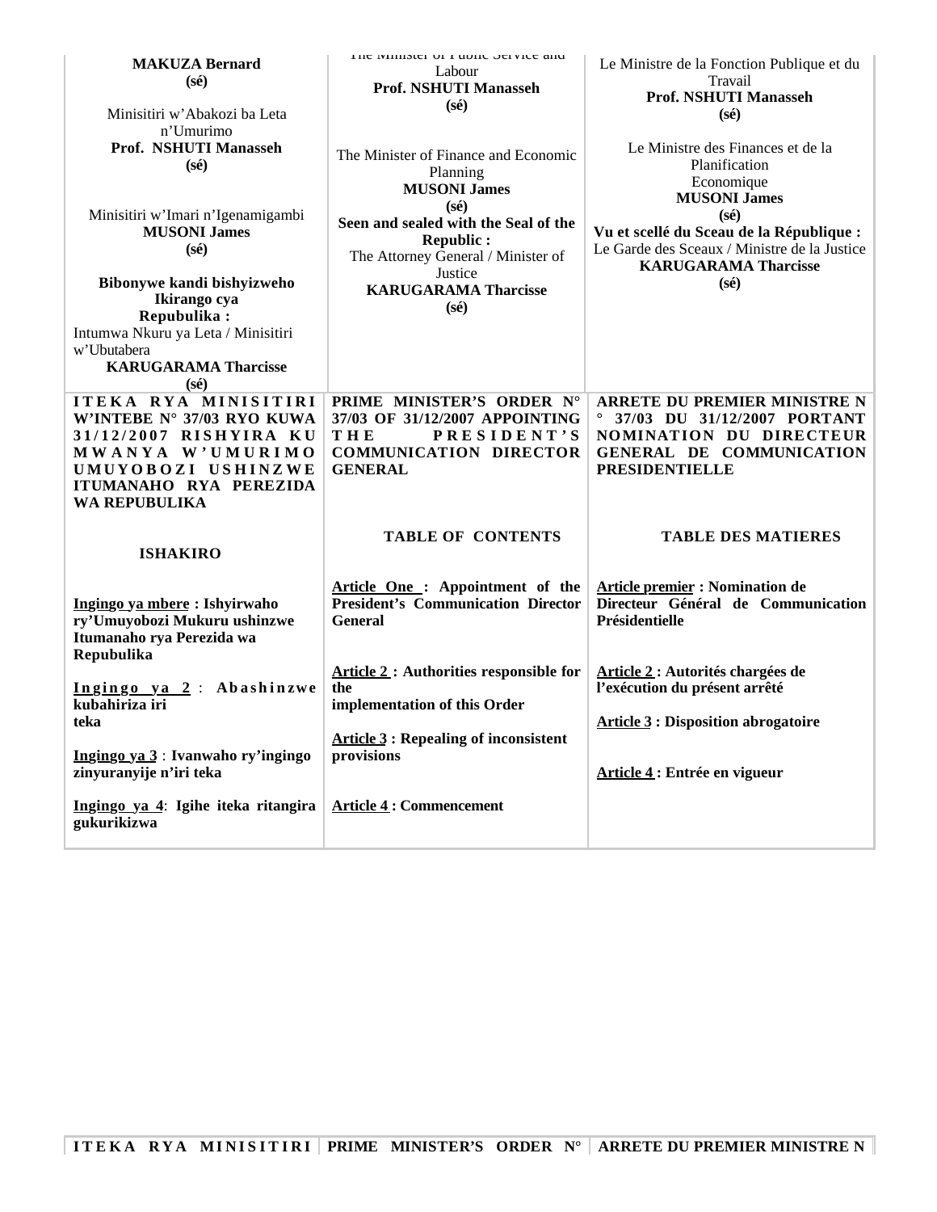| **MAKUZA Bernard**<br>**(sé)**<br><br>Minisitiri w'Abakozi ba Leta n'Umurimo<br>**Prof. NSHUTI Manasseh**<br>**(sé)**<br><br>Minisitiri w'Imari n'Igenamigambi<br>**MUSONI James**<br>**(sé)**<br><br>**Bibonywe kandi bishyizweho Ikirango cya Repubulika :**<br>Intumwa Nkuru ya Leta / Minisitiri w'Ubutabera<br>**KARUGARAMA Tharcisse**<br>**(sé)** | The Minister of Public Service and Labour<br>**Prof. NSHUTI Manasseh**<br>**(sé)**<br><br>The Minister of Finance and Economic Planning<br>**MUSONI James**<br>**(sé)**<br>**Seen and sealed with the Seal of the Republic :**<br>The Attorney General / Minister of Justice<br>**KARUGARAMA Tharcisse**<br>**(sé)** | Le Ministre de la Fonction Publique et du Travail<br>**Prof. NSHUTI Manasseh**<br>**(sé)**<br><br>Le Ministre des Finances et de la Planification Economique<br>**MUSONI James**<br>**(sé)**<br>**Vu et scellé du Sceau de la République :**<br>Le Garde des Sceaux / Ministre de la Justice<br>**KARUGARAMA Tharcisse**<br>**(sé)** |
|---|---|---|
| **ITEKA RYA MINISITIRI W'INTEBE N° 37/03 RYO KUWA 31/12/2007 RISHYIRA KU MWANYA W'UMURIMO UMUYOBOZI USHINZWE ITUMANAHO RYA PEREZIDA WA REPUBULIKA**<br><br>**ISHAKIRO**<br><br>**Ingingo ya mbere : Ishyirwaho ry'Umuyobozi Mukuru ushinzwe Itumanaho rya Perezida wa Repubulika**<br><br>**Ingingo ya 2 : Abashinzwe kubahiriza iri teka**<br><br>**Ingingo ya 3 : Ivanwaho ry'ingingo zinyuranyije n'iri teka**<br><br>**Ingingo ya 4: Igihe iteka ritangira gukurikizwa** | **PRIME MINISTER'S ORDER N° 37/03 OF 31/12/2007 APPOINTING THE PRESIDENT'S COMMUNICATION DIRECTOR GENERAL**<br><br>**TABLE OF CONTENTS**<br><br>**Article One : Appointment of the President's Communication Director General**<br><br>**Article 2 : Authorities responsible for the implementation of this Order**<br><br>**Article 3 : Repealing of inconsistent provisions**<br><br>**Article 4 : Commencement** | **ARRETE DU PREMIER MINISTRE N° 37/03 DU 31/12/2007 PORTANT NOMINATION DU DIRECTEUR GENERAL DE COMMUNICATION PRESIDENTIELLE**<br><br>**TABLE DES MATIERES**<br><br>**Article premier : Nomination de Directeur Général de Communication Présidentielle**<br><br>**Article 2 : Autorités chargées de l'exécution du présent arrêté**<br><br>**Article 3 : Disposition abrogatoire**<br><br>**Article 4 : Entrée en vigueur** |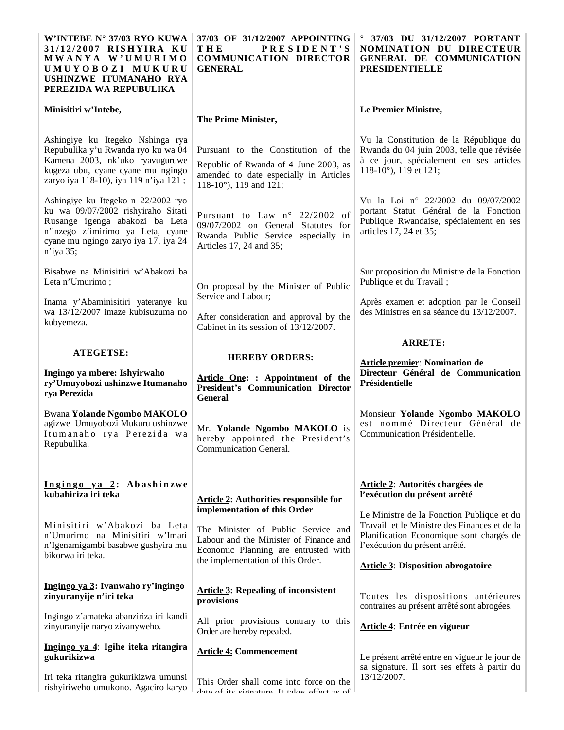**W'INTEBE N° 37/03 RYO KUWA 31/12/2007 RISHYIRA KU MWANYA W'UMURIMO UMUYOBOZI MUKURU USHINZWE ITUMANAHO RYA PEREZIDA WA REPUBULIKA**

**Minisitiri w'Intebe,**

Ashingiye ku Itegeko Nshinga rya Repubulika y'u Rwanda ryo ku wa 04 Kamena 2003, nk'uko ryavuguruwe kugeza ubu, cyane cyane mu ngingo zaryo iya 118-10), iya 119 n'iya 121 ;

Ashingiye ku Itegeko n 22/2002 ryo ku wa 09/07/2002 rishyiraho Sitati Rusange igenga abakozi ba Leta n'inzego z'imirimo ya Leta, cyane cyane mu ngingo zaryo iya 17, iya 24 n'iya 35;

Bisabwe na Minisitiri w'Abakozi ba Leta n'Umurimo ;

Inama y'Abaminisitiri yateranye ku wa 13/12/2007 imaze kubisuzuma no kubyemeza.

**ATEGETSE:**

**Ingingo ya mbere: Ishyirwaho ry'Umuyobozi ushinzwe Itumanaho rya Perezida**

Bwana **Yolande Ngombo MAKOLO** agizwe Umuyobozi Mukuru ushinzwe Itumanaho rya Perezida wa Repubulika.

**Ingingo ya 2: Abashinzwe kubahiriza iri teka**

Minisitiri w'Abakozi ba Leta n'Umurimo na Minisitiri w'Imari n'Igenamigambi basabwe gushyira mu bikorwa iri teka.

**Ingingo ya 3: Ivanwaho ry'ingingo zinyuranyije n'iri teka**

Ingingo z'amateka abanziriza iri kandi zinyuranyije naryo zivanyweho.

**Ingingo ya 4: Igihe iteka ritangira gukurikizwa**

Iri teka ritangira gukurikizwa umunsi rishyiriweho umukono. Agaciro karyo

---

**37/03 OF 31/12/2007 APPOINTING THE PRESIDENT'S COMMUNICATION DIRECTOR GENERAL**

**The Prime Minister,**

Pursuant to the Constitution of the Republic of Rwanda of 4 June 2003, as amended to date especially in Articles 118-10°), 119 and 121;

Pursuant to Law n° 22/2002 of 09/07/2002 on General Statutes for Rwanda Public Service especially in Articles 17, 24 and 35;

On proposal by the Minister of Public Service and Labour;

After consideration and approval by the Cabinet in its session of 13/12/2007.

**HEREBY ORDERS:**

**Article One: : Appointment of the President's Communication Director General**

Mr. **Yolande Ngombo MAKOLO** is hereby appointed the President's Communication General.

**Article 2: Authorities responsible for implementation of this Order**

The Minister of Public Service and Labour and the Minister of Finance and Economic Planning are entrusted with the implementation of this Order.

**Article 3: Repealing of inconsistent provisions**

All prior provisions contrary to this Order are hereby repealed.

**Article 4: Commencement**

This Order shall come into force on the date of its signature. It takes effect as of

---

**° 37/03 DU 31/12/2007 PORTANT NOMINATION DU DIRECTEUR GENERAL DE COMMUNICATION PRESIDENTIELLE**

**Le Premier Ministre,**

Vu la Constitution de la République du Rwanda du 04 juin 2003, telle que révisée à ce jour, spécialement en ses articles 118-10°), 119 et 121;

Vu la Loi n° 22/2002 du 09/07/2002 portant Statut Général de la Fonction Publique Rwandaise, spécialement en ses articles 17, 24 et 35;

Sur proposition du Ministre de la Fonction Publique et du Travail ;

Après examen et adoption par le Conseil des Ministres en sa séance du 13/12/2007.

**ARRETE:**

**Article premier: Nomination de Directeur Général de Communication Présidentielle**

Monsieur **Yolande Ngombo MAKOLO** est nommé Directeur Général de Communication Présidentielle.

**Article 2: Autorités chargées de l'exécution du présent arrêté**

Le Ministre de la Fonction Publique et du Travail et le Ministre des Finances et de la Planification Economique sont chargés de l'exécution du présent arrêté.

**Article 3: Disposition abrogatoire**

Toutes les dispositions antérieures contraires au présent arrêté sont abrogées.

**Article 4: Entrée en vigueur**

Le présent arrêté entre en vigueur le jour de sa signature. Il sort ses effets à partir du 13/12/2007.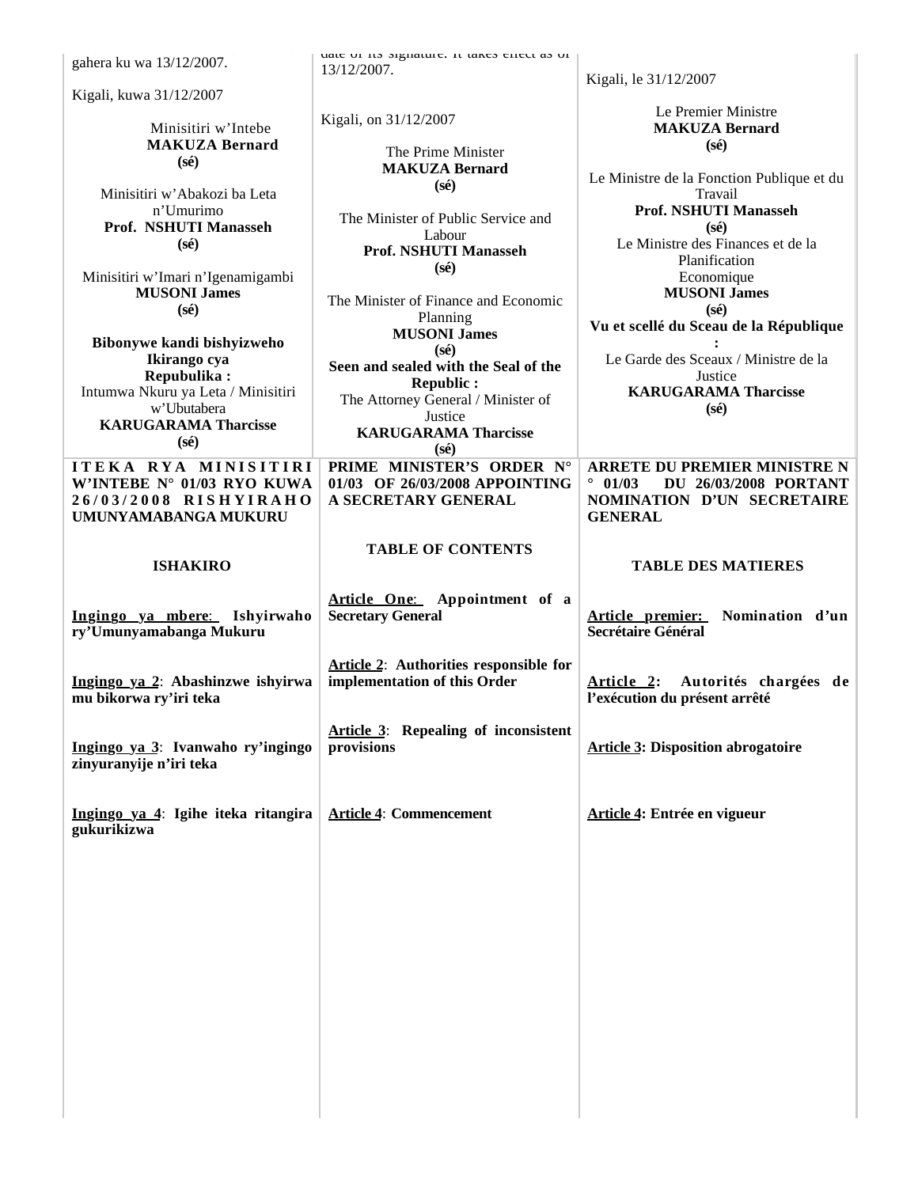gahera ku wa 13/12/2007.

Kigali, kuwa 31/12/2007

Minisitiri w'Intebe
**MAKUZA Bernard**
**(sé)**

Minisitiri w'Abakozi ba Leta n'Umurimo
**Prof. NSHUTI Manasseh**
**(sé)**

Minisitiri w'Imari n'Igenamigambi
**MUSONI James**
**(sé)**

**Bibonywe kandi bishyizweho Ikirango cya Repubulika :**
Intumwa Nkuru ya Leta / Minisitiri w'Ubutabera
**KARUGARAMA Tharcisse**
**(sé)**

date of its signature. It takes effect as of 13/12/2007.

Kigali, on 31/12/2007

The Prime Minister
**MAKUZA Bernard**
**(sé)**

The Minister of Public Service and Labour
**Prof. NSHUTI Manasseh**
**(sé)**

The Minister of Finance and Economic Planning
**MUSONI James**
**(sé)**

**Seen and sealed with the Seal of the Republic :**
The Attorney General / Minister of Justice
**KARUGARAMA Tharcisse**
**(sé)**

Kigali, le 31/12/2007

Le Premier Ministre
**MAKUZA Bernard**
**(sé)**

Le Ministre de la Fonction Publique et du Travail
**Prof. NSHUTI Manasseh**
**(sé)**

Le Ministre des Finances et de la Planification Economique
**MUSONI James**
**(sé)**

**Vu et scellé du Sceau de la République :**
Le Garde des Sceaux / Ministre de la Justice
**KARUGARAMA Tharcisse**
**(sé)**

**ITEKA RYA MINISITIRI W'INTEBE N° 01/03 RYO KUWA 26/03/2008 RISHYIRAHO UMUNYAMABANGA MUKURU**

**ISHAKIRO**

**<u>Ingingo ya mbere</u>: Ishyirwaho ry'Umunyamabanga Mukuru**

**<u>Ingingo ya 2</u>: Abashinzwe ishyirwa mu bikorwa ry'iri teka**

**<u>Ingingo ya 3</u>: Ivanwaho ry'ingingo zinyuranyije n'iri teka**

**<u>Ingingo ya 4</u>: Igihe iteka ritangira gukurikizwa**

**PRIME MINISTER'S ORDER N° 01/03 OF 26/03/2008 APPOINTING A SECRETARY GENERAL**

**TABLE OF CONTENTS**

**<u>Article One</u>: Appointment of a Secretary General**

**<u>Article 2</u>: Authorities responsible for implementation of this Order**

**<u>Article 3</u>: Repealing of inconsistent provisions**

**<u>Article 4</u>: Commencement**

**ARRETE DU PREMIER MINISTRE N° 01/03 DU 26/03/2008 PORTANT NOMINATION D'UN SECRETAIRE GENERAL**

**TABLE DES MATIERES**

**<u>Article premier:</u> Nomination d'un Secrétaire Général**

**<u>Article 2</u>: Autorités chargées de l'exécution du présent arrêté**

**<u>Article 3</u>: Disposition abrogatoire**

**<u>Article 4</u>: Entrée en vigueur**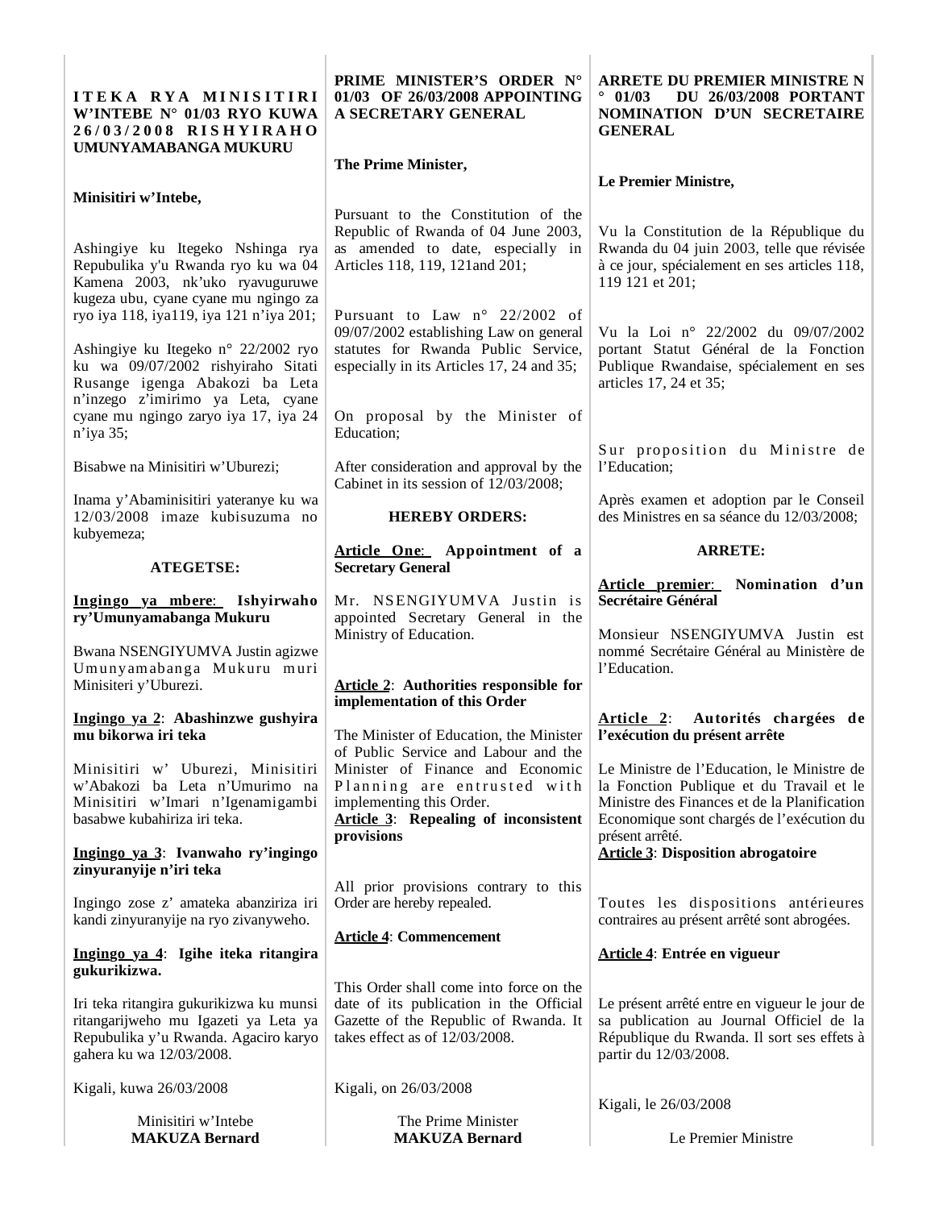## ITEKA RYA MINISITIRI W'INTEBE N° 01/03 RYO KUWA 26/03/2008 RISHYIRAHO UMUNYAMABANGA MUKURU

**Minisitiri w'Intebe,**

Ashingiye ku Itegeko Nshinga rya Repubulika y'u Rwanda ryo ku wa 04 Kamena 2003, nk'uko ryavuguruwe kugeza ubu, cyane cyane mu ngingo za ryo iya 118, iya119, iya 121 n'iya 201;

Ashingiye ku Itegeko n° 22/2002 ryo ku wa 09/07/2002 rishyiraho Sitati Rusange igenga Abakozi ba Leta n'inzego z'imirimo ya Leta, cyane cyane mu ngingo zaryo iya 17, iya 24 n'iya 35;

Bisabwe na Minisitiri w'Uburezi;

Inama y'Abaminisitiri yateranye ku wa 12/03/2008 imaze kubisuzuma no kubyemeza;

**ATEGETSE:**

**Ingingo ya mbere: Ishyirwaho ry'Umunyamabanga Mukuru**

Bwana NSENGIYUMVA Justin agizwe Umunyamabanga Mukuru muri Minisiteri y'Uburezi.

**Ingingo ya 2: Abashinzwe gushyira mu bikorwa iri teka**

Minisitiri w' Uburezi, Minisitiri w'Abakozi ba Leta n'Umurimo na Minisitiri w'Imari n'Igenamigambi basabwe kubahiriza iri teka.

**Ingingo ya 3: Ivanwaho ry'ingingo zinyuranyije n'iri teka**

Ingingo zose z' amateka abanziriza iri kandi zinyuranyije na ryo zivanyweho.

**Ingingo ya 4: Igihe iteka ritangira gukurikizwa.**

Iri teka ritangira gukurikizwa ku munsi ritangarijweho mu Igazeti ya Leta ya Repubulika y'u Rwanda. Agaciro karyo gahera ku wa 12/03/2008.

Kigali, kuwa 26/03/2008

Minisitiri w'Intebe
**MAKUZA Bernard**

---

## PRIME MINISTER'S ORDER N° 01/03 OF 26/03/2008 APPOINTING A SECRETARY GENERAL

**The Prime Minister,**

Pursuant to the Constitution of the Republic of Rwanda of 04 June 2003, as amended to date, especially in Articles 118, 119, 121and 201;

Pursuant to Law n° 22/2002 of 09/07/2002 establishing Law on general statutes for Rwanda Public Service, especially in its Articles 17, 24 and 35;

On proposal by the Minister of Education;

After consideration and approval by the Cabinet in its session of 12/03/2008;

**HEREBY ORDERS:**

**Article One: Appointment of a Secretary General**

Mr. NSENGIYUMVA Justin is appointed Secretary General in the Ministry of Education.

**Article 2: Authorities responsible for implementation of this Order**

The Minister of Education, the Minister of Public Service and Labour and the Minister of Finance and Economic Planning are entrusted with implementing this Order.

**Article 3: Repealing of inconsistent provisions**

All prior provisions contrary to this Order are hereby repealed.

**Article 4: Commencement**

This Order shall come into force on the date of its publication in the Official Gazette of the Republic of Rwanda. It takes effect as of 12/03/2008.

Kigali, on 26/03/2008

The Prime Minister
**MAKUZA Bernard**

---

## ARRETE DU PREMIER MINISTRE N° 01/03 DU 26/03/2008 PORTANT NOMINATION D'UN SECRETAIRE GENERAL

**Le Premier Ministre,**

Vu la Constitution de la République du Rwanda du 04 juin 2003, telle que révisée à ce jour, spécialement en ses articles 118, 119 121 et 201;

Vu la Loi n° 22/2002 du 09/07/2002 portant Statut Général de la Fonction Publique Rwandaise, spécialement en ses articles 17, 24 et 35;

Sur proposition du Ministre de l'Education;

Après examen et adoption par le Conseil des Ministres en sa séance du 12/03/2008;

**ARRETE:**

**Article premier: Nomination d'un Secrétaire Général**

Monsieur NSENGIYUMVA Justin est nommé Secrétaire Général au Ministère de l'Education.

**Article 2: Autorités chargées de l'exécution du présent arrête**

Le Ministre de l'Education, le Ministre de la Fonction Publique et du Travail et le Ministre des Finances et de la Planification Economique sont chargés de l'exécution du présent arrêté.

**Article 3: Disposition abrogatoire**

Toutes les dispositions antérieures contraires au présent arrêté sont abrogées.

**Article 4: Entrée en vigueur**

Le présent arrêté entre en vigueur le jour de sa publication au Journal Officiel de la République du Rwanda. Il sort ses effets à partir du 12/03/2008.

Kigali, le 26/03/2008

Le Premier Ministre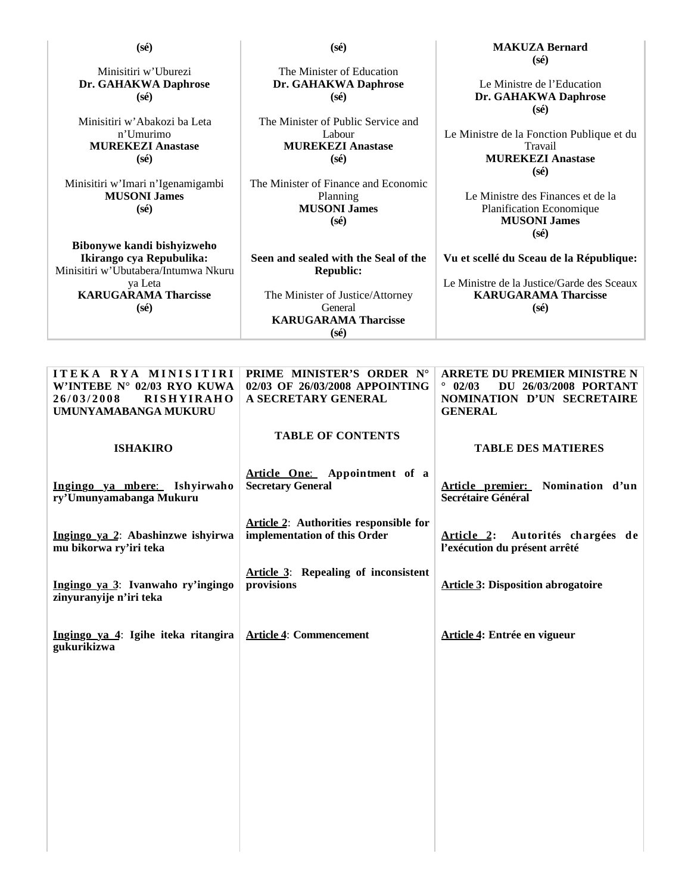| (sé) | (sé) | **MAKUZA Bernard** (sé) |
|---|---|---|
| Minisitiri w'Uburezi **Dr. GAHAKWA Daphrose** (sé) | The Minister of Education **Dr. GAHAKWA Daphrose** (sé) | Le Ministre de l'Education **Dr. GAHAKWA Daphrose** (sé) |
| Minisitiri w'Abakozi ba Leta n'Umurimo **MUREKEZI Anastase** (sé) | The Minister of Public Service and Labour **MUREKEZI Anastase** (sé) | Le Ministre de la Fonction Publique et du Travail **MUREKEZI Anastase** (sé) |
| Minisitiri w'Imari n'Igenamigambi **MUSONI James** (sé) | The Minister of Finance and Economic Planning **MUSONI James** (sé) | Le Ministre des Finances et de la Planification Economique **MUSONI James** (sé) |
| **Bibonywe kandi bishyizweho Ikirango cya Repubulika:** Minisitiri w'Ubutabera/Intumwa Nkuru ya Leta **KARUGARAMA Tharcisse** (sé) | **Seen and sealed with the Seal of the Republic:** The Minister of Justice/Attorney General **KARUGARAMA Tharcisse** (sé) | **Vu et scellé du Sceau de la République:** Le Ministre de la Justice/Garde des Sceaux **KARUGARAMA Tharcisse** (sé) |

| **ITEKA RYA MINISITIRI W'INTEBE N° 02/03 RYO KUWA 26/03/2008 RISHYIRAHO UMUNYAMABANGA MUKURU** | **PRIME MINISTER'S ORDER N° 02/03 OF 26/03/2008 APPOINTING A SECRETARY GENERAL** | **ARRETE DU PREMIER MINISTRE N° 02/03 DU 26/03/2008 PORTANT NOMINATION D'UN SECRETAIRE GENERAL** |
|---|---|---|
| **ISHAKIRO** | **TABLE OF CONTENTS** | **TABLE DES MATIERES** |
| **Ingingo ya mbere: Ishyirwaho ry'Umunyamabanga Mukuru** | **Article One: Appointment of a Secretary General** | **Article premier: Nomination d'un Secrétaire Général** |
| **Ingingo ya 2: Abashinzwe ishyirwa mu bikorwa ry'iri teka** | **Article 2: Authorities responsible for implementation of this Order** | **Article 2: Autorités chargées de l'exécution du présent arrêté** |
| **Ingingo ya 3: Ivanwaho ry'ingingo zinyuranyije n'iri teka** | **Article 3: Repealing of inconsistent provisions** | **Article 3: Disposition abrogatoire** |
| **Ingingo ya 4: Igihe iteka ritangira gukurikizwa** | **Article 4: Commencement** | **Article 4: Entrée en vigueur** |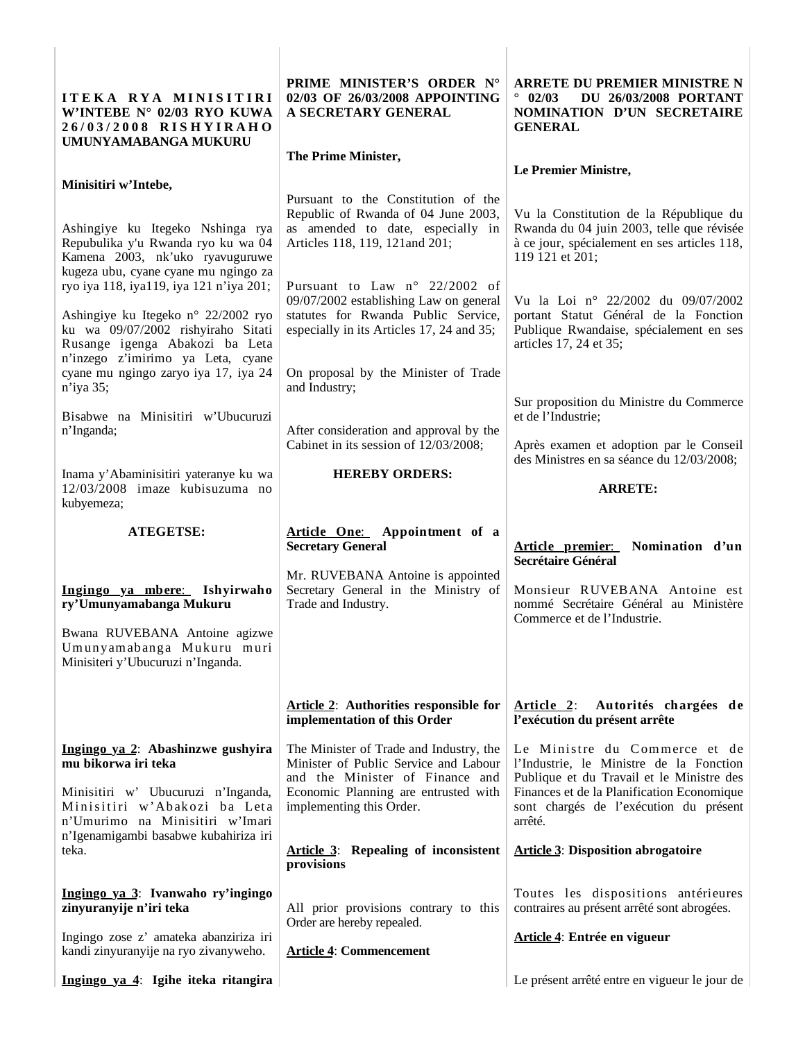**ITEKA RYA MINISITIRI W'INTEBE N° 02/03 RYO KUWA 26/03/2008 RISHYIRAHO UMUNYAMABANGA MUKURU**

**Minisitiri w'Intebe,**

Ashingiye ku Itegeko Nshinga rya Repubulika y'u Rwanda ryo ku wa 04 Kamena 2003, nk'uko ryavuguruwe kugeza ubu, cyane cyane mu ngingo za ryo iya 118, iya119, iya 121 n'iya 201;

Ashingiye ku Itegeko n° 22/2002 ryo ku wa 09/07/2002 rishyiraho Sitati Rusange igenga Abakozi ba Leta n'inzego z'imirimo ya Leta, cyane cyane mu ngingo zaryo iya 17, iya 24 n'iya 35;

Bisabwe na Minisitiri w'Ubucuruzi n'Inganda;

Inama y'Abaminisitiri yateranye ku wa 12/03/2008 imaze kubisuzuma no kubyemeza;

**ATEGETSE:**

**Ingingo ya mbere: Ishyirwaho ry'Umunyamabanga Mukuru**

Bwana RUVEBANA Antoine agizwe Umunyamabanga Mukuru muri Minisiteri y'Ubucuruzi n'Inganda.

**Ingingo ya 2: Abashinzwe gushyira mu bikorwa iri teka**

Minisitiri w' Ubucuruzi n'Inganda, Minisitiri w'Abakozi ba Leta n'Umurimo na Minisitiri w'Imari n'Igenamigambi basabwe kubahiriza iri teka.

**Ingingo ya 3: Ivanwaho ry'ingingo zinyuranyije n'iri teka**

Ingingo zose z' amateka abanziriza iri kandi zinyuranyije na ryo zivanyweho.

**Ingingo ya 4: Igihe iteka ritangira**

---

**PRIME MINISTER'S ORDER N° 02/03 OF 26/03/2008 APPOINTING A SECRETARY GENERAL**

**The Prime Minister,**

Pursuant to the Constitution of the Republic of Rwanda of 04 June 2003, as amended to date, especially in Articles 118, 119, 121and 201;

Pursuant to Law n° 22/2002 of 09/07/2002 establishing Law on general statutes for Rwanda Public Service, especially in its Articles 17, 24 and 35;

On proposal by the Minister of Trade and Industry;

After consideration and approval by the Cabinet in its session of 12/03/2008;

**HEREBY ORDERS:**

**Article One: Appointment of a Secretary General**

Mr. RUVEBANA Antoine is appointed Secretary General in the Ministry of Trade and Industry.

**Article 2: Authorities responsible for implementation of this Order**

The Minister of Trade and Industry, the Minister of Public Service and Labour and the Minister of Finance and Economic Planning are entrusted with implementing this Order.

**Article 3: Repealing of inconsistent provisions**

All prior provisions contrary to this Order are hereby repealed.

**Article 4: Commencement**

---

**ARRETE DU PREMIER MINISTRE N° 02/03 DU 26/03/2008 PORTANT NOMINATION D'UN SECRETAIRE GENERAL**

**Le Premier Ministre,**

Vu la Constitution de la République du Rwanda du 04 juin 2003, telle que révisée à ce jour, spécialement en ses articles 118, 119 121 et 201;

Vu la Loi n° 22/2002 du 09/07/2002 portant Statut Général de la Fonction Publique Rwandaise, spécialement en ses articles 17, 24 et 35;

Sur proposition du Ministre du Commerce et de l'Industrie;

Après examen et adoption par le Conseil des Ministres en sa séance du 12/03/2008;

**ARRETE:**

**Article premier: Nomination d'un Secrétaire Général**

Monsieur RUVEBANA Antoine est nommé Secrétaire Général au Ministère Commerce et de l'Industrie.

**Article 2: Autorités chargées de l'exécution du présent arrête**

Le Ministre du Commerce et de l'Industrie, le Ministre de la Fonction Publique et du Travail et le Ministre des Finances et de la Planification Economique sont chargés de l'exécution du présent arrêté.

**Article 3: Disposition abrogatoire**

Toutes les dispositions antérieures contraires au présent arrêté sont abrogées.

**Article 4: Entrée en vigueur**

Le présent arrêté entre en vigueur le jour de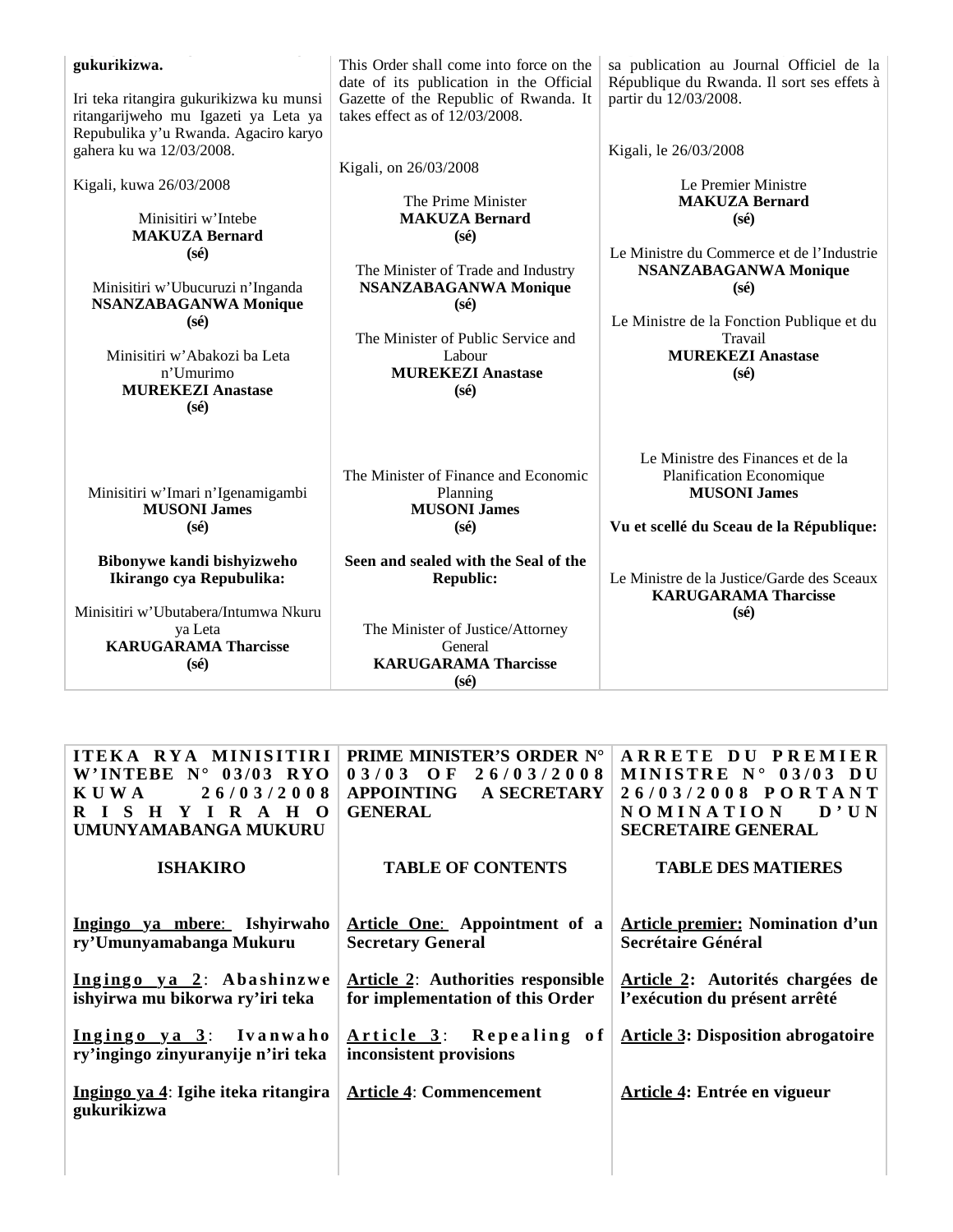| | | |
|---|---|---|
| **gukurikizwa.**<br><br>Iri teka ritangira gukurikizwa ku munsi ritangarijweho mu Igazeti ya Leta ya Repubulika y'u Rwanda. Agaciro karyo gahera ku wa 12/03/2008.<br><br>Kigali, kuwa 26/03/2008<br><br>Minisitiri w'Intebe<br>**MAKUZA Bernard**<br>**(sé)**<br><br>Minisitiri w'Ubucuruzi n'Inganda<br>**NSANZABAGANWA Monique**<br>**(sé)**<br><br>Minisitiri w'Abakozi ba Leta n'Umurimo<br>**MUREKEZI Anastase**<br>**(sé)**<br><br>Minisitiri w'Imari n'Igenamigambi<br>**MUSONI James**<br>**(sé)**<br><br>**Bibonywe kandi bishyizweho Ikirango cya Repubulika:**<br><br>Minisitiri w'Ubutabera/Intumwa Nkuru ya Leta<br>**KARUGARAMA Tharcisse**<br>**(sé)** | This Order shall come into force on the date of its publication in the Official Gazette of the Republic of Rwanda. It takes effect as of 12/03/2008.<br><br>Kigali, on 26/03/2008<br><br>The Prime Minister<br>**MAKUZA Bernard**<br>**(sé)**<br><br>The Minister of Trade and Industry<br>**NSANZABAGANWA Monique**<br>**(sé)**<br><br>The Minister of Public Service and Labour<br>**MUREKEZI Anastase**<br>**(sé)**<br><br>The Minister of Finance and Economic Planning<br>**MUSONI James**<br>**(sé)**<br><br>**Seen and sealed with the Seal of the Republic:**<br><br>The Minister of Justice/Attorney General<br>**KARUGARAMA Tharcisse**<br>**(sé)** | sa publication au Journal Officiel de la République du Rwanda. Il sort ses effets à partir du 12/03/2008.<br><br>Kigali, le 26/03/2008<br><br>Le Premier Ministre<br>**MAKUZA Bernard**<br>**(sé)**<br><br>Le Ministre du Commerce et de l'Industrie<br>**NSANZABAGANWA Monique**<br>**(sé)**<br><br>Le Ministre de la Fonction Publique et du Travail<br>**MUREKEZI Anastase**<br>**(sé)**<br><br>Le Ministre des Finances et de la Planification Economique<br>**MUSONI James**<br><br>**Vu et scellé du Sceau de la République:**<br><br>Le Ministre de la Justice/Garde des Sceaux<br>**KARUGARAMA Tharcisse**<br>**(sé)** |

| | | |
|---|---|---|
| **ITEKA RYA MINISITIRI W'INTEBE N° 03/03 RYO KUWA 26/03/2008 RISHYIRAHO UMUNYAMABANGA MUKURU** | **PRIME MINISTER'S ORDER N° 03/03 OF 26/03/2008 APPOINTING A SECRETARY GENERAL** | **ARRETE DU PREMIER MINISTRE N° 03/03 DU 26/03/2008 PORTANT NOMINATION D'UN SECRETAIRE GENERAL** |
| **ISHAKIRO** | **TABLE OF CONTENTS** | **TABLE DES MATIERES** |
| **<u>Ingingo ya mbere</u>: Ishyirwaho ry'Umunyamabanga Mukuru** | **<u>Article One</u>: Appointment of a Secretary General** | **<u>Article premier:</u> Nomination d'un Secrétaire Général** |
| **<u>Ingingo ya 2</u>: Abashinzwe ishyirwa mu bikorwa ry'iri teka** | **<u>Article 2</u>: Authorities responsible for implementation of this Order** | **<u>Article 2</u>: Autorités chargées de l'exécution du présent arrêté** |
| **<u>Ingingo ya 3</u>: Ivanwaho ry'ingingo zinyuranyije n'iri teka** | **<u>Article 3</u>: Repealing of inconsistent provisions** | **<u>Article 3</u>: Disposition abrogatoire** |
| **<u>Ingingo ya 4</u>: Igihe iteka ritangira gukurikizwa** | **<u>Article 4</u>: Commencement** | **<u>Article 4</u>: Entrée en vigueur** |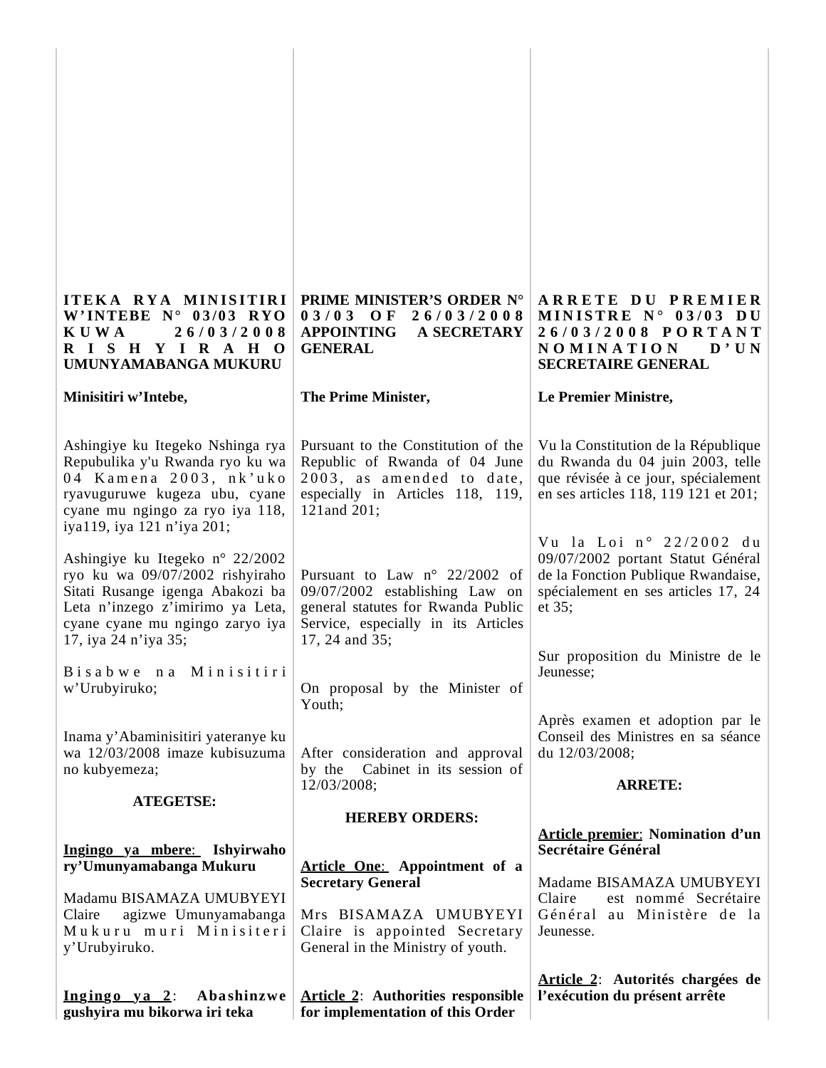**ITEKA RYA MINISITIRI W'INTEBE N° 03/03 RYO KUWA 26/03/2008 RISHYIRAHO UMUNYAMABANGA MUKURU**

**Minisitiri w'Intebe,**

Ashingiye ku Itegeko Nshinga rya Repubulika y'u Rwanda ryo ku wa 04 Kamena 2003, nk'uko ryavuguruwe kugeza ubu, cyane cyane mu ngingo za ryo iya 118, iya119, iya 121 n'iya 201;

Ashingiye ku Itegeko n° 22/2002 ryo ku wa 09/07/2002 rishyiraho Sitati Rusange igenga Abakozi ba Leta n'inzego z'imirimo ya Leta, cyane cyane mu ngingo zaryo iya 17, iya 24 n'iya 35;

Bisabwe na Minisitiri w'Urubyiruko;

Inama y'Abaminisitiri yateranye ku wa 12/03/2008 imaze kubisuzuma no kubyemeza;

**ATEGETSE:**

**Ingingo ya mbere: Ishyirwaho ry'Umunyamabanga Mukuru**

Madamu BISAMAZA UMUBYEYI Claire agizwe Umunyamabanga Mukuru muri Minisiteri y'Urubyiruko.

**Ingingo ya 2: Abashinzwe gushyira mu bikorwa iri teka**

---

**PRIME MINISTER'S ORDER N° 03/03 OF 26/03/2008 APPOINTING A SECRETARY GENERAL**

**The Prime Minister,**

Pursuant to the Constitution of the Republic of Rwanda of 04 June 2003, as amended to date, especially in Articles 118, 119, 121and 201;

Pursuant to Law n° 22/2002 of 09/07/2002 establishing Law on general statutes for Rwanda Public Service, especially in its Articles 17, 24 and 35;

On proposal by the Minister of Youth;

After consideration and approval by the Cabinet in its session of 12/03/2008;

**HEREBY ORDERS:**

**Article One: Appointment of a Secretary General**

Mrs BISAMAZA UMUBYEYI Claire is appointed Secretary General in the Ministry of youth.

**Article 2: Authorities responsible for implementation of this Order**

---

**ARRETE DU PREMIER MINISTRE N° 03/03 DU 26/03/2008 PORTANT NOMINATION D'UN SECRETAIRE GENERAL**

**Le Premier Ministre,**

Vu la Constitution de la République du Rwanda du 04 juin 2003, telle que révisée à ce jour, spécialement en ses articles 118, 119 121 et 201;

Vu la Loi n° 22/2002 du 09/07/2002 portant Statut Général de la Fonction Publique Rwandaise, spécialement en ses articles 17, 24 et 35;

Sur proposition du Ministre de le Jeunesse;

Après examen et adoption par le Conseil des Ministres en sa séance du 12/03/2008;

**ARRETE:**

**Article premier: Nomination d'un Secrétaire Général**

Madame BISAMAZA UMUBYEYI Claire est nommé Secrétaire Général au Ministère de la Jeunesse.

**Article 2: Autorités chargées de l'exécution du présent arrête**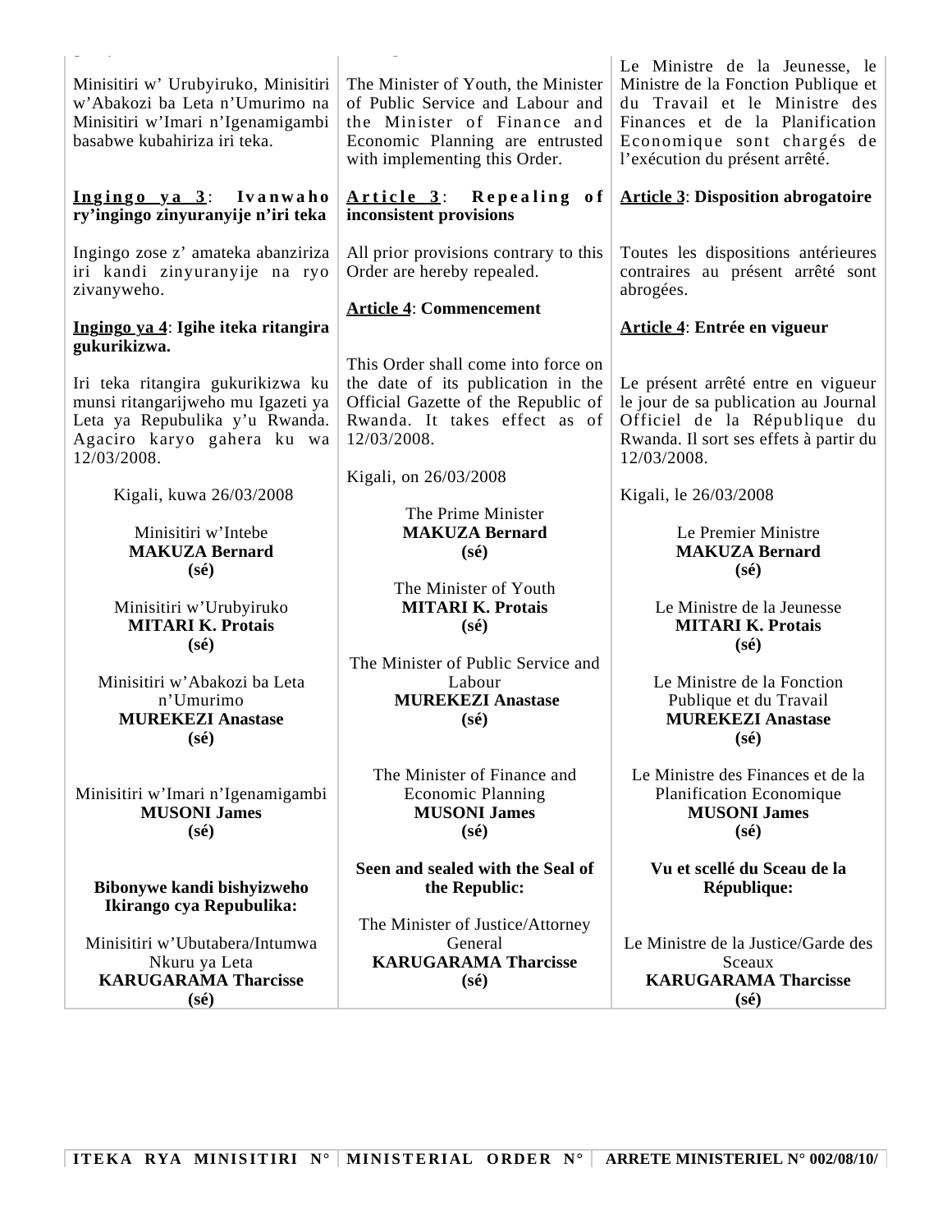Minisitiri w' Urubyiruko, Minisitiri w'Abakozi ba Leta n'Umurimo na Minisitiri w'Imari n'Igenamigambi basabwe kubahiriza iri teka.

**<u>Ingingo ya 3</u>: Ivanwaho ry'ingingo zinyuranyije n'iri teka**

Ingingo zose z' amateka abanziriza iri kandi zinyuranyije na ryo zivanyweho.

**<u>Ingingo ya 4</u>: Igihe iteka ritangira gukurikizwa.**

Iri teka ritangira gukurikizwa ku munsi ritangarijweho mu Igazeti ya Leta ya Repubulika y'u Rwanda. Agaciro karyo gahera ku wa 12/03/2008.

Kigali, kuwa 26/03/2008

Minisitiri w'Intebe
**MAKUZA Bernard**
**(sé)**

Minisitiri w'Urubyiruko
**MITARI K. Protais**
**(sé)**

Minisitiri w'Abakozi ba Leta n'Umurimo
**MUREKEZI Anastase**
**(sé)**

Minisitiri w'Imari n'Igenamigambi
**MUSONI James**
**(sé)**

**Bibonywe kandi bishyizweho Ikirango cya Repubulika:**

Minisitiri w'Ubutabera/Intumwa Nkuru ya Leta
**KARUGARAMA Tharcisse**
**(sé)**

---

The Minister of Youth, the Minister of Public Service and Labour and the Minister of Finance and Economic Planning are entrusted with implementing this Order.

**<u>Article 3</u>: Repealing of inconsistent provisions**

All prior provisions contrary to this Order are hereby repealed.

**<u>Article 4</u>: Commencement**

This Order shall come into force on the date of its publication in the Official Gazette of the Republic of Rwanda. It takes effect as of 12/03/2008.

Kigali, on 26/03/2008

The Prime Minister
**MAKUZA Bernard**
**(sé)**

The Minister of Youth
**MITARI K. Protais**
**(sé)**

The Minister of Public Service and Labour
**MUREKEZI Anastase**
**(sé)**

The Minister of Finance and Economic Planning
**MUSONI James**
**(sé)**

**Seen and sealed with the Seal of the Republic:**

The Minister of Justice/Attorney General
**KARUGARAMA Tharcisse**
**(sé)**

---

Le Ministre de la Jeunesse, le Ministre de la Fonction Publique et du Travail et le Ministre des Finances et de la Planification Economique sont chargés de l'exécution du présent arrêté.

**<u>Article 3</u>: Disposition abrogatoire**

Toutes les dispositions antérieures contraires au présent arrêté sont abrogées.

**<u>Article 4</u>: Entrée en vigueur**

Le présent arrêté entre en vigueur le jour de sa publication au Journal Officiel de la République du Rwanda. Il sort ses effets à partir du 12/03/2008.

Kigali, le 26/03/2008

Le Premier Ministre
**MAKUZA Bernard**
**(sé)**

Le Ministre de la Jeunesse
**MITARI K. Protais**
**(sé)**

Le Ministre de la Fonction Publique et du Travail
**MUREKEZI Anastase**
**(sé)**

Le Ministre des Finances et de la Planification Economique
**MUSONI James**
**(sé)**

**Vu et scellé du Sceau de la République:**

Le Ministre de la Justice/Garde des Sceaux
**KARUGARAMA Tharcisse**
**(sé)**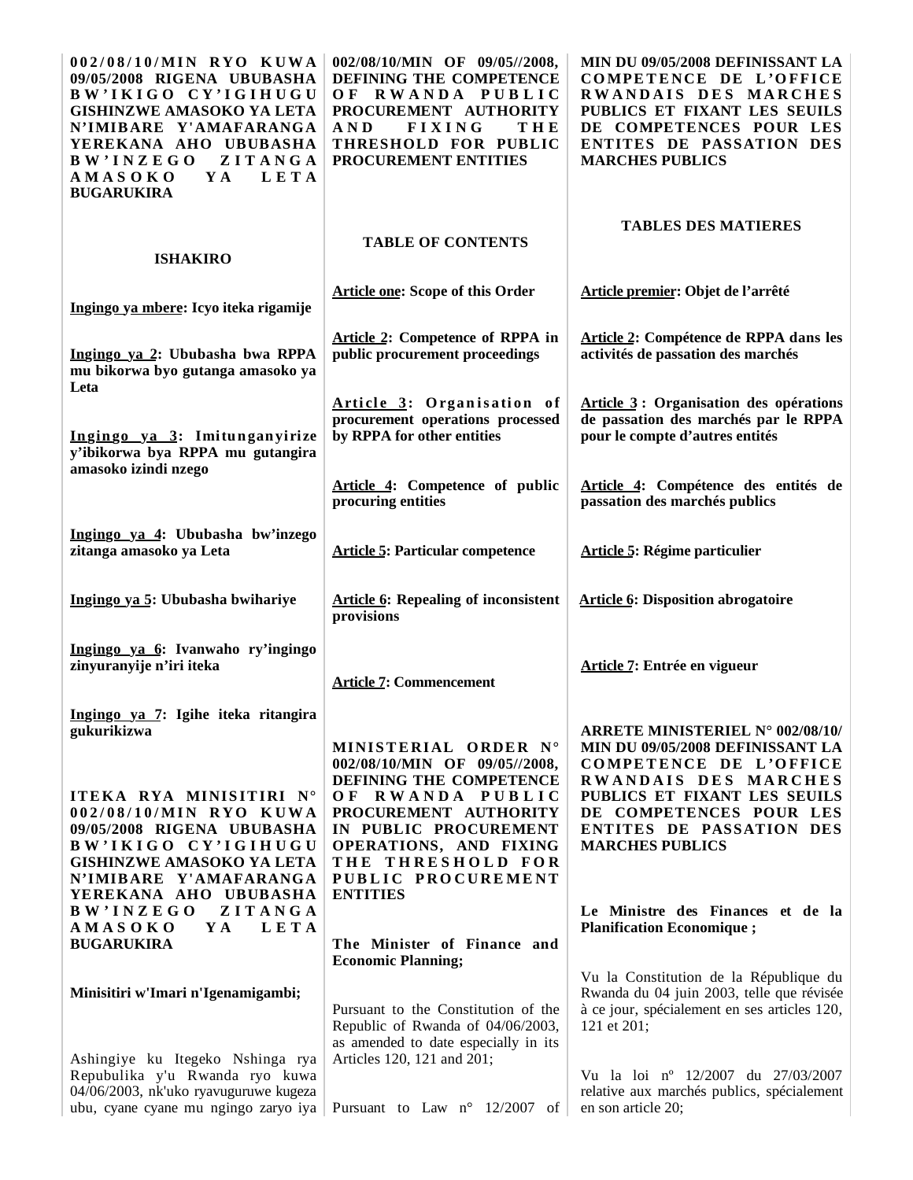**002/08/10/MIN RYO KUWA 09/05/2008 RIGENA UBUBASHA BW'IKIGO CY'IGIHUGU GISHINZWE AMASOKO YA LETA N'IMIBARE Y'AMAFARANGA YEREKANA AHO UBUBASHA BW'INZEGO ZITANGA AMASOKO YA LETA BUGARUKIRA**

**ISHAKIRO**

**Ingingo ya mbere: Icyo iteka rigamije**

**Ingingo ya 2: Ububasha bwa RPPA mu bikorwa byo gutanga amasoko ya Leta**

**Ingingo ya 3: Imitunganyirize y'ibikorwa bya RPPA mu gutangira amasoko izindi nzego**

**Ingingo ya 4: Ububasha bw'inzego zitanga amasoko ya Leta**

**Ingingo ya 5: Ububasha bwihariye**

**Ingingo ya 6: Ivanwaho ry'ingingo zinyuranyije n'iri iteka**

**Ingingo ya 7: Igihe iteka ritangira gukurikizwa**

**ITEKA RYA MINISITIRI N° 002/08/10/MIN RYO KUWA 09/05/2008 RIGENA UBUBASHA BW'IKIGO CY'IGIHUGU GISHINZWE AMASOKO YA LETA N'IMIBARE Y'AMAFARANGA YEREKANA AHO UBUBASHA BW'INZEGO ZITANGA AMASOKO YA LETA BUGARUKIRA**

**Minisitiri w'Imari n'Igenamigambi;**

Ashingiye ku Itegeko Nshinga rya Repubulika y'u Rwanda ryo kuwa 04/06/2003, nk'uko ryavuguruwe kugeza ubu, cyane cyane mu ngingo zaryo iya

**002/08/10/MIN OF 09/05//2008, DEFINING THE COMPETENCE OF RWANDA PUBLIC PROCUREMENT AUTHORITY AND FIXING THE THRESHOLD FOR PUBLIC PROCUREMENT ENTITIES**

**TABLE OF CONTENTS**

**Article one: Scope of this Order**

**Article 2: Competence of RPPA in public procurement proceedings**

**Article 3: Organisation of procurement operations processed by RPPA for other entities**

**Article 4: Competence of public procuring entities**

**Article 5: Particular competence**

**Article 6: Repealing of inconsistent provisions**

**Article 7: Commencement**

**MINISTERIAL ORDER N° 002/08/10/MIN OF 09/05//2008, DEFINING THE COMPETENCE OF RWANDA PUBLIC PROCUREMENT AUTHORITY IN PUBLIC PROCUREMENT OPERATIONS, AND FIXING THE THRESHOLD FOR PUBLIC PROCUREMENT ENTITIES**

**The Minister of Finance and Economic Planning;**

Pursuant to the Constitution of the Republic of Rwanda of 04/06/2003, as amended to date especially in its Articles 120, 121 and 201;

Pursuant to Law n° 12/2007 of

**MIN DU 09/05/2008 DEFINISSANT LA COMPETENCE DE L'OFFICE RWANDAIS DES MARCHES PUBLICS ET FIXANT LES SEUILS DE COMPETENCES POUR LES ENTITES DE PASSATION DES MARCHES PUBLICS**

**TABLES DES MATIERES**

**Article premier: Objet de l'arrêté**

**Article 2: Compétence de RPPA dans les activités de passation des marchés**

**Article 3 : Organisation des opérations de passation des marchés par le RPPA pour le compte d'autres entités**

**Article 4: Compétence des entités de passation des marchés publics**

**Article 5: Régime particulier**

**Article 6: Disposition abrogatoire**

**Article 7: Entrée en vigueur**

**ARRETE MINISTERIEL N° 002/08/10/ MIN DU 09/05/2008 DEFINISSANT LA COMPETENCE DE L'OFFICE RWANDAIS DES MARCHES PUBLICS ET FIXANT LES SEUILS DE COMPETENCES POUR LES ENTITES DE PASSATION DES MARCHES PUBLICS**

**Le Ministre des Finances et de la Planification Economique ;**

Vu la Constitution de la République du Rwanda du 04 juin 2003, telle que révisée à ce jour, spécialement en ses articles 120, 121 et 201;

Vu la loi nº 12/2007 du 27/03/2007 relative aux marchés publics, spécialement en son article 20;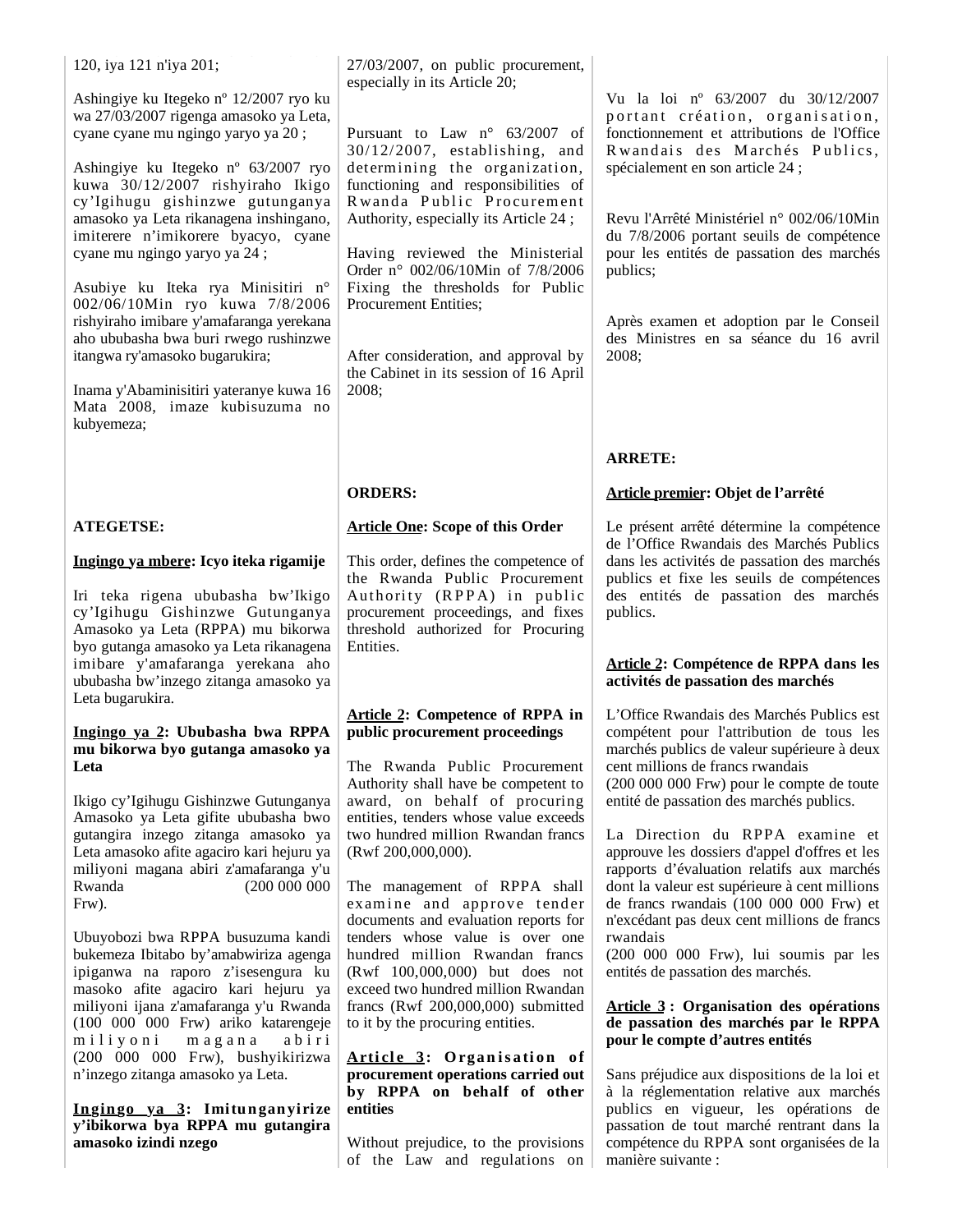120, iya 121 n'iya 201;

Ashingiye ku Itegeko nº 12/2007 ryo ku wa 27/03/2007 rigenga amasoko ya Leta, cyane cyane mu ngingo yaryo ya 20 ;

Ashingiye ku Itegeko nº 63/2007 ryo kuwa 30/12/2007 rishyiraho Ikigo cy'Igihugu gishinzwe gutunganya amasoko ya Leta rikanagena inshingano, imiterere n'imikorere byacyo, cyane cyane mu ngingo yaryo ya 24 ;

Asubiye ku Iteka rya Minisitiri n° 002/06/10Min ryo kuwa 7/8/2006 rishyiraho imibare y'amafaranga yerekana aho ububasha bwa buri rwego rushinzwe itangwa ry'amasoko bugarukira;

Inama y'Abaminisitiri yateranye kuwa 16 Mata 2008, imaze kubisuzuma no kubyemeza;

**ATEGETSE:**

**Ingingo ya mbere: Icyo iteka rigamije**

Iri teka rigena ububasha bw'Ikigo cy'Igihugu Gishinzwe Gutunganya Amasoko ya Leta (RPPA) mu bikorwa byo gutanga amasoko ya Leta rikanagena imibare y'amafaranga yerekana aho ububasha bw'inzego zitanga amasoko ya Leta bugarukira.

**Ingingo ya 2: Ububasha bwa RPPA mu bikorwa byo gutanga amasoko ya Leta**

Ikigo cy'Igihugu Gishinzwe Gutunganya Amasoko ya Leta gifite ububasha bwo gutangira inzego zitanga amasoko ya Leta amasoko afite agaciro kari hejuru ya miliyoni magana abiri z'amafaranga y'u Rwanda (200 000 000 Frw).

Ubuyobozi bwa RPPA busuzuma kandi bukemeza Ibitabo by'amabwiriza agenga ipiganwa na raporo z'isesengura ku masoko afite agaciro kari hejuru ya miliyoni ijana z'amafaranga y'u Rwanda (100 000 000 Frw) ariko katarengeje miliyoni magana abiri (200 000 000 Frw), bushyikirizwa n'inzego zitanga amasoko ya Leta.

**Ingingo ya 3: Imitunganyirize y'ibikorwa bya RPPA mu gutangira amasoko izindi nzego**

27/03/2007, on public procurement, especially in its Article 20;

Pursuant to Law n° 63/2007 of 30/12/2007, establishing, and determining the organization, functioning and responsibilities of Rwanda Public Procurement Authority, especially its Article 24 ;

Having reviewed the Ministerial Order n° 002/06/10Min of 7/8/2006 Fixing the thresholds for Public Procurement Entities;

After consideration, and approval by the Cabinet in its session of 16 April 2008;

**ORDERS:**

**Article One: Scope of this Order**

This order, defines the competence of the Rwanda Public Procurement Authority (RPPA) in public procurement proceedings, and fixes threshold authorized for Procuring Entities.

**Article 2: Competence of RPPA in public procurement proceedings**

The Rwanda Public Procurement Authority shall have be competent to award, on behalf of procuring entities, tenders whose value exceeds two hundred million Rwandan francs (Rwf 200,000,000).

The management of RPPA shall examine and approve tender documents and evaluation reports for tenders whose value is over one hundred million Rwandan francs (Rwf 100,000,000) but does not exceed two hundred million Rwandan francs (Rwf 200,000,000) submitted to it by the procuring entities.

**Article 3: Organisation of procurement operations carried out by RPPA on behalf of other entities**

Without prejudice, to the provisions of the Law and regulations on

Vu la loi nº 63/2007 du 30/12/2007 portant création, organisation, fonctionnement et attributions de l'Office Rwandais des Marchés Publics, spécialement en son article 24 ;

Revu l'Arrêté Ministériel n° 002/06/10Min du 7/8/2006 portant seuils de compétence pour les entités de passation des marchés publics;

Après examen et adoption par le Conseil des Ministres en sa séance du 16 avril 2008;

**ARRETE:**

**Article premier: Objet de l'arrêté**

Le présent arrêté détermine la compétence de l'Office Rwandais des Marchés Publics dans les activités de passation des marchés publics et fixe les seuils de compétences des entités de passation des marchés publics.

**Article 2: Compétence de RPPA dans les activités de passation des marchés**

L'Office Rwandais des Marchés Publics est compétent pour l'attribution de tous les marchés publics de valeur supérieure à deux cent millions de francs rwandais (200 000 000 Frw) pour le compte de toute entité de passation des marchés publics.

La Direction du RPPA examine et approuve les dossiers d'appel d'offres et les rapports d'évaluation relatifs aux marchés dont la valeur est supérieure à cent millions de francs rwandais (100 000 000 Frw) et n'excédant pas deux cent millions de francs rwandais (200 000 000 Frw), lui soumis par les entités de passation des marchés.

**Article 3 : Organisation des opérations de passation des marchés par le RPPA pour le compte d'autres entités**

Sans préjudice aux dispositions de la loi et à la réglementation relative aux marchés publics en vigueur, les opérations de passation de tout marché rentrant dans la compétence du RPPA sont organisées de la manière suivante :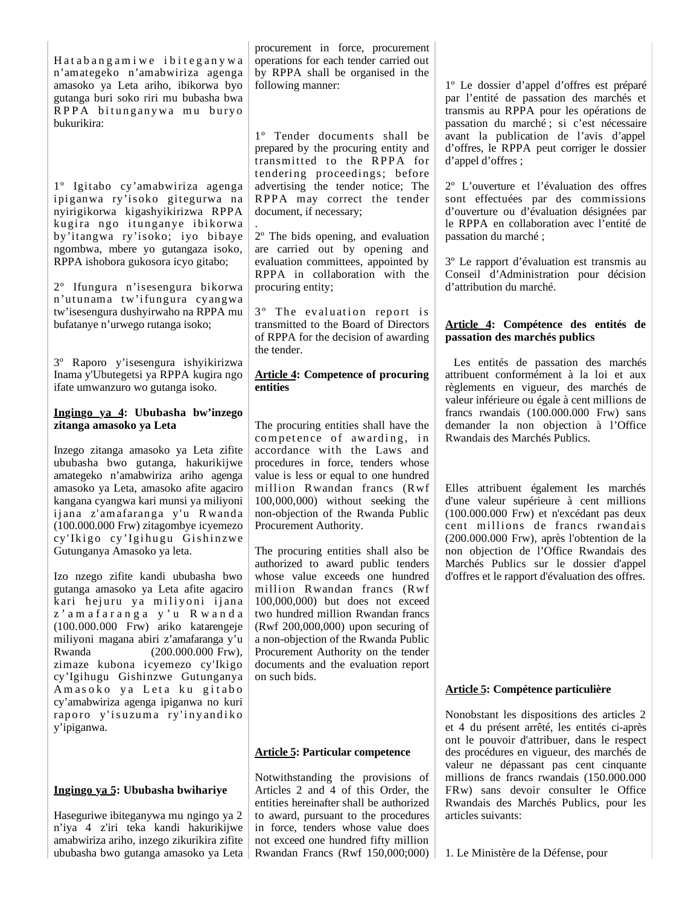Hatabangamiwe ibiteganywa n'amategeko n'amabwiriza agenga amasoko ya Leta ariho, ibikorwa byo gutanga buri soko riri mu bubasha bwa RPPA bitunganywa mu buryo bukurikira:

1º Igitabo cy'amabwiriza agenga ipiganwa ry'isoko gitegurwa na nyirigikorwa kigashyikirizwa RPPA kugira ngo itunganye ibikorwa by'itangwa ry'isoko; iyo bibaye ngombwa, mbere yo gutangaza isoko, RPPA ishobora gukosora icyo gitabo;

2º Ifungura n'isesengura bikorwa n'utunama tw'ifungura cyangwa tw'isesengura dushyirwaho na RPPA mu bufatanye n'urwego rutanga isoko;

3º Raporo y'isesengura ishyikirizwa Inama y'Ubutegetsi ya RPPA kugira ngo ifate umwanzuro wo gutanga isoko.

**Ingingo ya 4: Ububasha bw'inzego zitanga amasoko ya Leta**

Inzego zitanga amasoko ya Leta zifite ububasha bwo gutanga, hakurikijwe amategeko n'amabwiriza ariho agenga amasoko ya Leta, amasoko afite agaciro kangana cyangwa kari munsi ya miliyoni ijana z'amafaranga y'u Rwanda (100.000.000 Frw) zitagombye icyemezo cy'Ikigo cy'Igihugu Gishinzwe Gutunganya Amasoko ya leta.

Izo nzego zifite kandi ububasha bwo gutanga amasoko ya Leta afite agaciro kari hejuru ya miliyoni ijana z'amafaranga y'u Rwanda (100.000.000 Frw) ariko katarengeje miliyoni magana abiri z'amafaranga y'u Rwanda (200.000.000 Frw), zimaze kubona icyemezo cy'Ikigo cy'Igihugu Gishinzwe Gutunganya Amasoko ya Leta ku gitabo cy'amabwiriza agenga ipiganwa no kuri raporo y'isuzuma ry'inyandiko y'ipiganwa.

**Ingingo ya 5: Ububasha bwihariye**

Haseguriwe ibiteganywa mu ngingo ya 2 n'iya 4 z'iri teka kandi hakurikijwe amabwiriza ariho, inzego zikurikira zifite ububasha bwo gutanga amasoko ya Leta

procurement in force, procurement operations for each tender carried out by RPPA shall be organised in the following manner:

1º Tender documents shall be prepared by the procuring entity and transmitted to the RPPA for tendering proceedings; before advertising the tender notice; The RPPA may correct the tender document, if necessary;

2º The bids opening, and evaluation are carried out by opening and evaluation committees, appointed by RPPA in collaboration with the procuring entity;

3º The evaluation report is transmitted to the Board of Directors of RPPA for the decision of awarding the tender.

**Article 4: Competence of procuring entities**

The procuring entities shall have the competence of awarding, in accordance with the Laws and procedures in force, tenders whose value is less or equal to one hundred million Rwandan francs (Rwf 100,000,000) without seeking the non-objection of the Rwanda Public Procurement Authority.

The procuring entities shall also be authorized to award public tenders whose value exceeds one hundred million Rwandan francs (Rwf 100,000,000) but does not exceed two hundred million Rwandan francs (Rwf 200,000,000) upon securing of a non-objection of the Rwanda Public Procurement Authority on the tender documents and the evaluation report on such bids.

**Article 5: Particular competence**

Notwithstanding the provisions of Articles 2 and 4 of this Order, the entities hereinafter shall be authorized to award, pursuant to the procedures in force, tenders whose value does not exceed one hundred fifty million Rwandan Francs (Rwf 150,000;000)

1º Le dossier d'appel d'offres est préparé par l'entité de passation des marchés et transmis au RPPA pour les opérations de passation du marché ; si c'est nécessaire avant la publication de l'avis d'appel d'offres, le RPPA peut corriger le dossier d'appel d'offres ;

2º L'ouverture et l'évaluation des offres sont effectuées par des commissions d'ouverture ou d'évaluation désignées par le RPPA en collaboration avec l'entité de passation du marché ;

3º Le rapport d'évaluation est transmis au Conseil d'Administration pour décision d'attribution du marché.

**Article 4: Compétence des entités de passation des marchés publics**

Les entités de passation des marchés attribuent conformément à la loi et aux règlements en vigueur, des marchés de valeur inférieure ou égale à cent millions de francs rwandais (100.000.000 Frw) sans demander la non objection à l'Office Rwandais des Marchés Publics.

Elles attribuent également les marchés d'une valeur supérieure à cent millions (100.000.000 Frw) et n'excédant pas deux cent millions de francs rwandais (200.000.000 Frw), après l'obtention de la non objection de l'Office Rwandais des Marchés Publics sur le dossier d'appel d'offres et le rapport d'évaluation des offres.

**Article 5: Compétence particulière**

Nonobstant les dispositions des articles 2 et 4 du présent arrêté, les entités ci-après ont le pouvoir d'attribuer, dans le respect des procédures en vigueur, des marchés de valeur ne dépassant pas cent cinquante millions de francs rwandais (150.000.000 FRw) sans devoir consulter le Office Rwandais des Marchés Publics, pour les articles suivants:

1. Le Ministère de la Défense, pour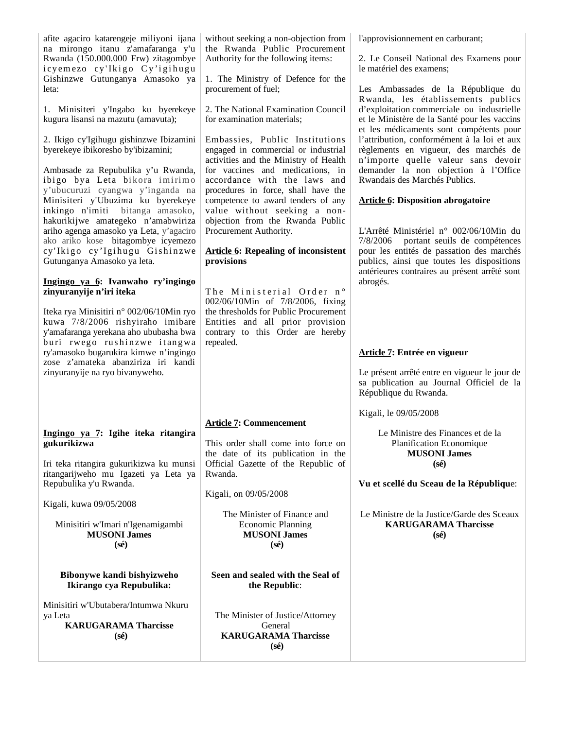afite agaciro katarengeje miliyoni ijana na mirongo itanu z'amafaranga y'u Rwanda (150.000.000 Frw) zitagombye icyemezo cy'Ikigo Cy'igihugu Gishinzwe Gutunganya Amasoko ya leta:

1. Minisiteri y'Ingabo ku byerekeye kugura lisansi na mazutu (amavuta);

2. Ikigo cy'Igihugu gishinzwe Ibizamini byerekeye ibikoresho by'ibizamini;

Ambasade za Repubulika y'u Rwanda, ibigo bya Leta bikora imirimo y'ubucuruzi cyangwa y'inganda na Minisiteri y'Ubuzima ku byerekeye inkingo n'imiti bitanga amasoko, hakurikijwe amategeko n'amabwiriza ariho agenga amasoko ya Leta, y'agaciro ako ariko kose bitagombye icyemezo cy'Ikigo cy'Igihugu Gishinzwe Gutunganya Amasoko ya leta.

**<u>Ingingo ya 6</u>: Ivanwaho ry'ingingo zinyuranyije n'iri teka**

Iteka rya Minisitiri n° 002/06/10Min ryo kuwa 7/8/2006 rishyiraho imibare y'amafaranga yerekana aho ububasha bwa buri rwego rushinzwe itangwa ry'amasoko bugarukira kimwe n'ingingo zose z'amateka abanziriza iri kandi zinyuranyije na ryo bivanyweho.

**<u>Ingingo ya 7</u>: Igihe iteka ritangira gukurikizwa**

Iri teka ritangira gukurikizwa ku munsi ritangarijweho mu Igazeti ya Leta ya Repubulika y'u Rwanda.

Kigali, kuwa 09/05/2008

Minisitiri w'Imari n'Igenamigambi
**MUSONI James**
**(sé)**

**Bibonywe kandi bishyizweho Ikirango cya Repubulika:**

Minisitiri w'Ubutabera/Intumwa Nkuru ya Leta
**KARUGARAMA Tharcisse**
**(sé)**

without seeking a non-objection from the Rwanda Public Procurement Authority for the following items:

1. The Ministry of Defence for the procurement of fuel;

2. The National Examination Council for examination materials;

Embassies, Public Institutions engaged in commercial or industrial activities and the Ministry of Health for vaccines and medications, in accordance with the laws and procedures in force, shall have the competence to award tenders of any value without seeking a non-objection from the Rwanda Public Procurement Authority.

**<u>Article 6</u>: Repealing of inconsistent provisions**

The Ministerial Order n° 002/06/10Min of 7/8/2006, fixing the thresholds for Public Procurement Entities and all prior provision contrary to this Order are hereby repealed.

**<u>Article 7</u>: Commencement**

This order shall come into force on the date of its publication in the Official Gazette of the Republic of Rwanda.

Kigali, on 09/05/2008

The Minister of Finance and Economic Planning
**MUSONI James**
**(sé)**

**Seen and sealed with the Seal of the Republic**:

The Minister of Justice/Attorney General
**KARUGARAMA Tharcisse**
**(sé)**

l'approvisionnement en carburant;

2. Le Conseil National des Examens pour le matériel des examens;

Les Ambassades de la République du Rwanda, les établissements publics d'exploitation commerciale ou industrielle et le Ministère de la Santé pour les vaccins et les médicaments sont compétents pour l'attribution, conformément à la loi et aux règlements en vigueur, des marchés de n'importe quelle valeur sans devoir demander la non objection à l'Office Rwandais des Marchés Publics.

**<u>Article 6</u>: Disposition abrogatoire**

L'Arrêté Ministériel n° 002/06/10Min du 7/8/2006 portant seuils de compétences pour les entités de passation des marchés publics, ainsi que toutes les dispositions antérieures contraires au présent arrêté sont abrogés.

**<u>Article 7</u>: Entrée en vigueur**

Le présent arrêté entre en vigueur le jour de sa publication au Journal Officiel de la République du Rwanda.

Kigali, le 09/05/2008

Le Ministre des Finances et de la Planification Economique
**MUSONI James**
**(sé)**

**Vu et scellé du Sceau de la Républiqu**e:

Le Ministre de la Justice/Garde des Sceaux
**KARUGARAMA Tharcisse**
**(sé)**